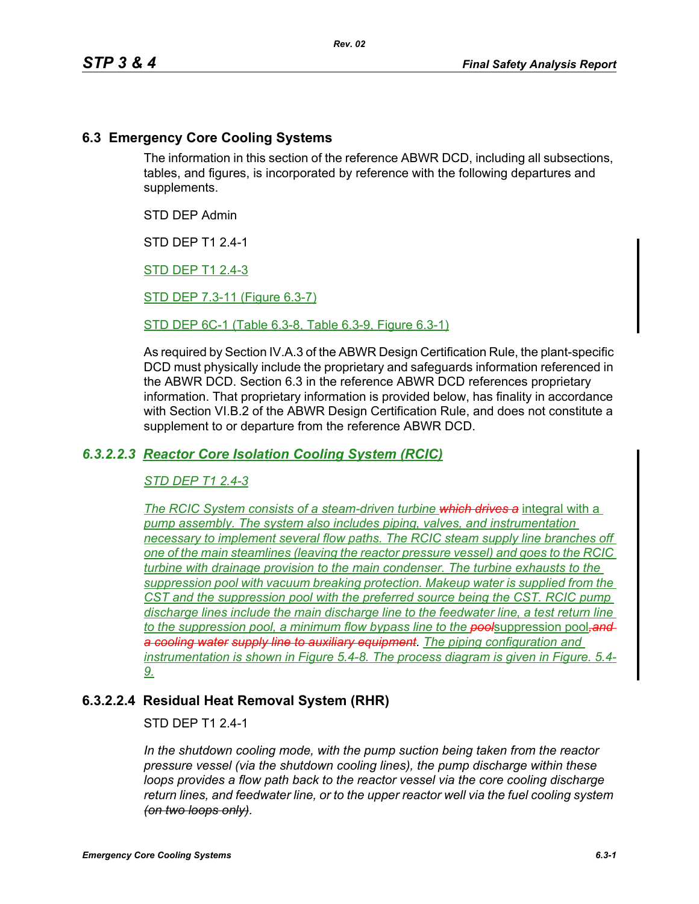## 6.3 Emergency Core Cooling Systems

The information in this section of the reference ABWR DCD, including all subsections, tables, and figures, is incorporated by reference with the following departures and supplements.

STD DEP Admin

STD DEP T1 2.4-1

STD DEP T1 2.4-3

STD DEP 7.3-11 (Figure 6.3-7)

STD DEP 6C-1 (Table 6.3-8, Table 6.3-9, Figure 6.3-1)

As required by Section IV.A.3 of the ABWR Design Certification Rule, the plant-specific DCD must physically include the proprietary and safeguards information referenced in the ABWR DCD. Section 6.3 in the reference ABWR DCD references proprietary information. That proprietary information is provided below, has finality in accordance with Section VI.B.2 of the ABWR Design Certification Rule, and does not constitute a supplement to or departure from the reference ABWR DCD.

### *6.3.2.2.3 Reactor Core Isolation Cooling System (RCIC)*

*STD DEP T1 2.4-3*

*The RCIC System consists of a steam-driven turbine ~~which drives a~~ integral with a pump assembly. The system also includes piping, valves, and instrumentation necessary to implement several flow paths. The RCIC steam supply line branches off one of the main steamlines (leaving the reactor pressure vessel) and goes to the RCIC turbine with drainage provision to the main condenser. The turbine exhausts to the suppression pool with vacuum breaking protection. Makeup water is supplied from the CST and the suppression pool with the preferred source being the CST. RCIC pump discharge lines include the main discharge line to the feedwater line, a test return line to the suppression pool, a minimum flow bypass line to the ~~pool~~suppression pool~~, and a cooling water supply line to auxiliary equipment~~. The piping configuration and instrumentation is shown in Figure 5.4-8. The process diagram is given in Figure. 5.4-9.*

### 6.3.2.2.4 Residual Heat Removal System (RHR)

STD DEP T1 2.4-1

*In the shutdown cooling mode, with the pump suction being taken from the reactor pressure vessel (via the shutdown cooling lines), the pump discharge within these loops provides a flow path back to the reactor vessel via the core cooling discharge return lines, and feedwater line, or to the upper reactor well via the fuel cooling system ~~(on two loops only)~~.*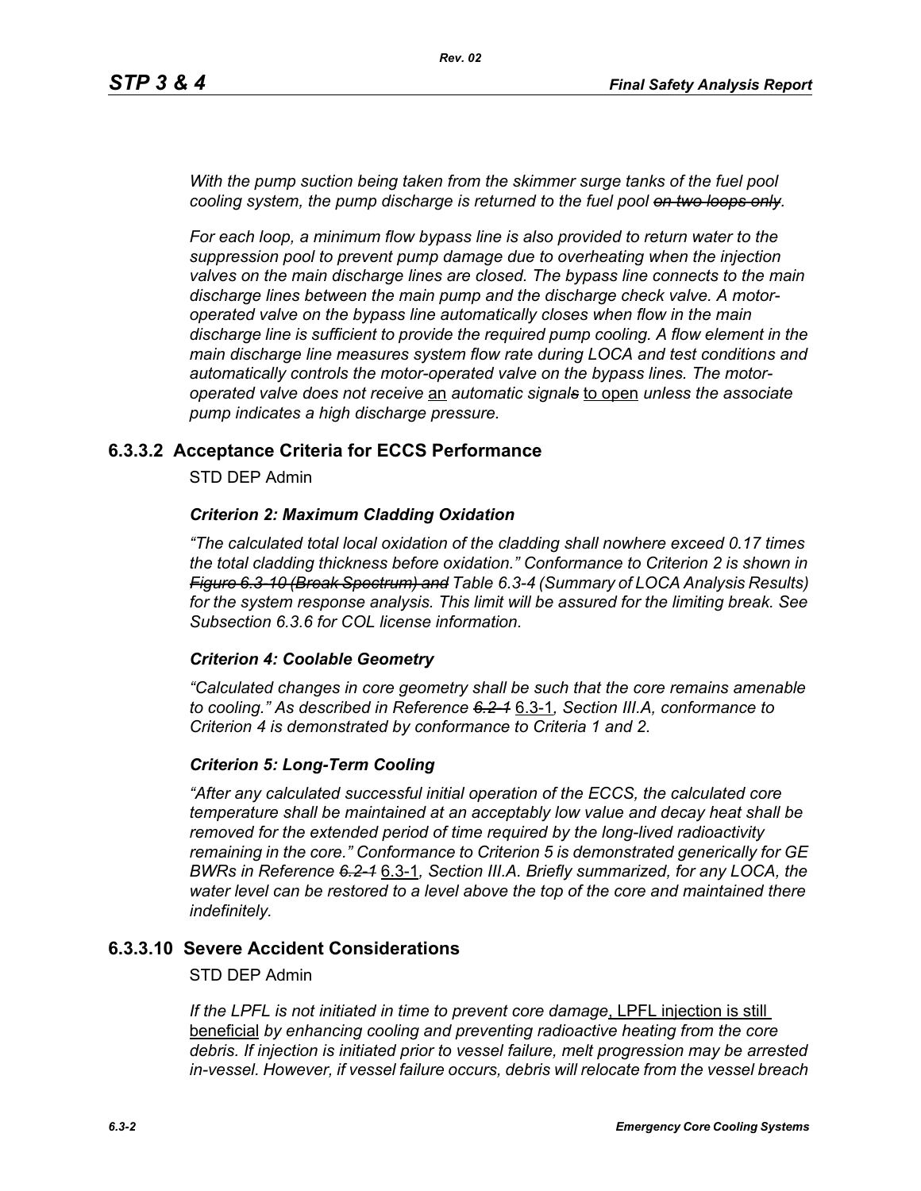*With the pump suction being taken from the skimmer surge tanks of the fuel pool cooling system, the pump discharge is returned to the fuel pool ~~on two loops only~~.*

*For each loop, a minimum flow bypass line is also provided to return water to the suppression pool to prevent pump damage due to overheating when the injection valves on the main discharge lines are closed. The bypass line connects to the main discharge lines between the main pump and the discharge check valve. A motor-operated valve on the bypass line automatically closes when flow in the main discharge line is sufficient to provide the required pump cooling. A flow element in the main discharge line measures system flow rate during LOCA and test conditions and automatically controls the motor-operated valve on the bypass lines. The motor-operated valve does not receive* an *automatic signal~~s~~* to open *unless the associate pump indicates a high discharge pressure.*

## 6.3.3.2 Acceptance Criteria for ECCS Performance

STD DEP Admin

### *Criterion 2: Maximum Cladding Oxidation*

*"The calculated total local oxidation of the cladding shall nowhere exceed 0.17 times the total cladding thickness before oxidation." Conformance to Criterion 2 is shown in ~~Figure 6.3-10 (Break Spectrum) and~~ Table 6.3-4 (Summary of LOCA Analysis Results) for the system response analysis. This limit will be assured for the limiting break. See Subsection 6.3.6 for COL license information.*

### *Criterion 4: Coolable Geometry*

*"Calculated changes in core geometry shall be such that the core remains amenable to cooling." As described in Reference ~~6.2-1~~* 6.3-1*, Section III.A, conformance to Criterion 4 is demonstrated by conformance to Criteria 1 and 2.*

### *Criterion 5: Long-Term Cooling*

*"After any calculated successful initial operation of the ECCS, the calculated core temperature shall be maintained at an acceptably low value and decay heat shall be removed for the extended period of time required by the long-lived radioactivity remaining in the core." Conformance to Criterion 5 is demonstrated generically for GE BWRs in Reference ~~6.2-1~~* 6.3-1*, Section III.A. Briefly summarized, for any LOCA, the water level can be restored to a level above the top of the core and maintained there indefinitely.*

## 6.3.3.10 Severe Accident Considerations

STD DEP Admin

*If the LPFL is not initiated in time to prevent core damage*, LPFL injection is still beneficial *by enhancing cooling and preventing radioactive heating from the core debris. If injection is initiated prior to vessel failure, melt progression may be arrested in-vessel. However, if vessel failure occurs, debris will relocate from the vessel breach*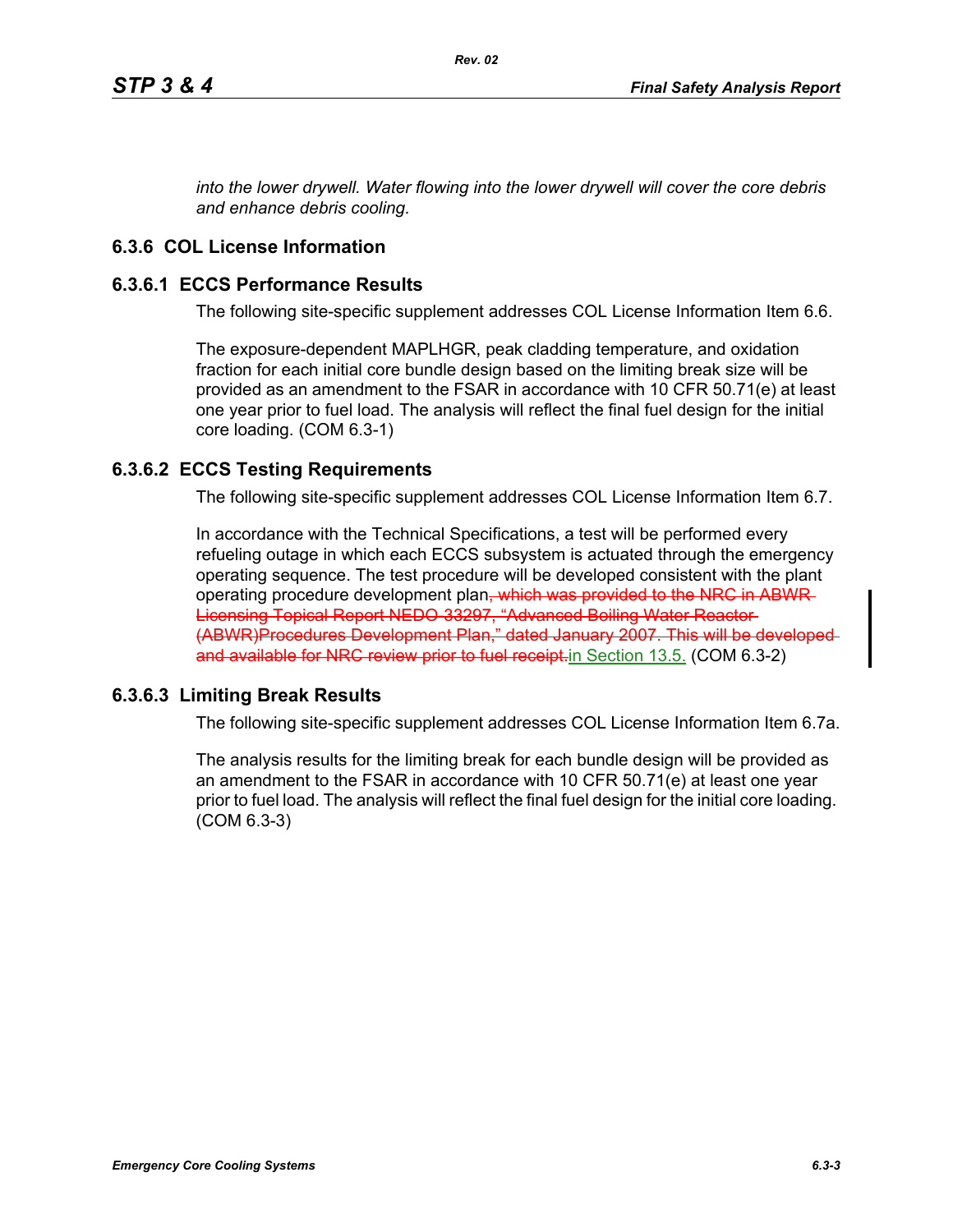*into the lower drywell. Water flowing into the lower drywell will cover the core debris and enhance debris cooling.*

## 6.3.6 COL License Information

### 6.3.6.1 ECCS Performance Results

The following site-specific supplement addresses COL License Information Item 6.6.

The exposure-dependent MAPLHGR, peak cladding temperature, and oxidation fraction for each initial core bundle design based on the limiting break size will be provided as an amendment to the FSAR in accordance with 10 CFR 50.71(e) at least one year prior to fuel load. The analysis will reflect the final fuel design for the initial core loading. (COM 6.3-1)

### 6.3.6.2 ECCS Testing Requirements

The following site-specific supplement addresses COL License Information Item 6.7.

In accordance with the Technical Specifications, a test will be performed every refueling outage in which each ECCS subsystem is actuated through the emergency operating sequence. The test procedure will be developed consistent with the plant operating procedure development plan~~, which was provided to the NRC in ABWR Licensing Topical Report NEDO-33297, "Advanced Boiling Water Reactor (ABWR)Procedures Development Plan," dated January 2007. This will be developed and available for NRC review prior to fuel receipt.~~in Section 13.5. (COM 6.3-2)

### 6.3.6.3 Limiting Break Results

The following site-specific supplement addresses COL License Information Item 6.7a.

The analysis results for the limiting break for each bundle design will be provided as an amendment to the FSAR in accordance with 10 CFR 50.71(e) at least one year prior to fuel load. The analysis will reflect the final fuel design for the initial core loading. (COM 6.3-3)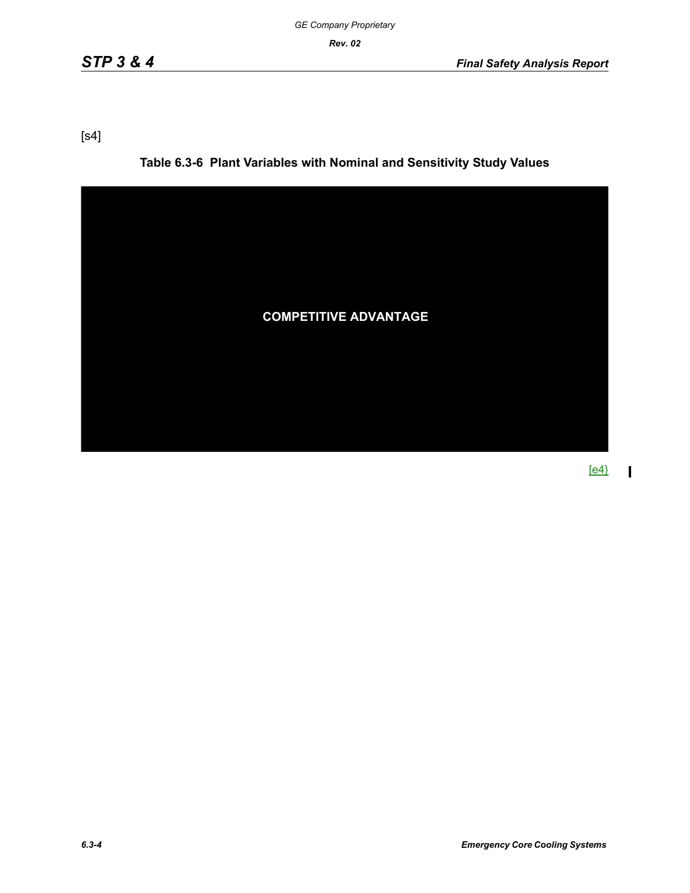[s4]

**Table 6.3-6 Plant Variables with Nominal and Sensitivity Study Values**

**COMPETITIVE ADVANTAGE**

{e4}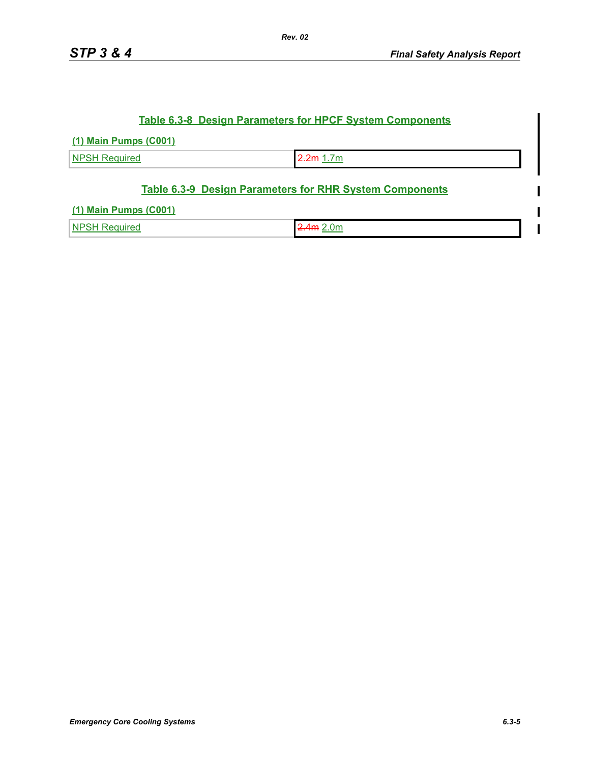### Table 6.3-8 Design Parameters for HPCF System Components

**(1) Main Pumps (C001)**

| | |
|---|---|
| NPSH Required | ~~2.2m~~ 1.7m |

### Table 6.3-9 Design Parameters for RHR System Components

**(1) Main Pumps (C001)**

| | |
|---|---|
| NPSH Required | ~~2.4m~~ 2.0m |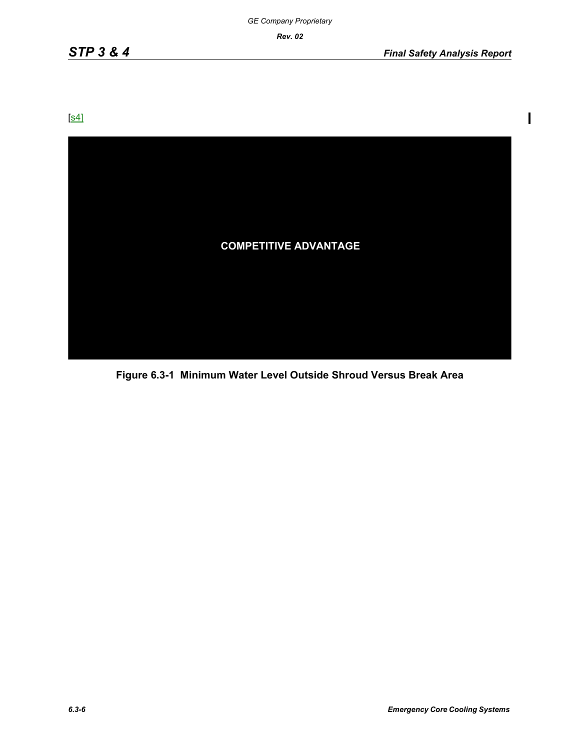[s4]

COMPETITIVE ADVANTAGE

**Figure 6.3-1 Minimum Water Level Outside Shroud Versus Break Area**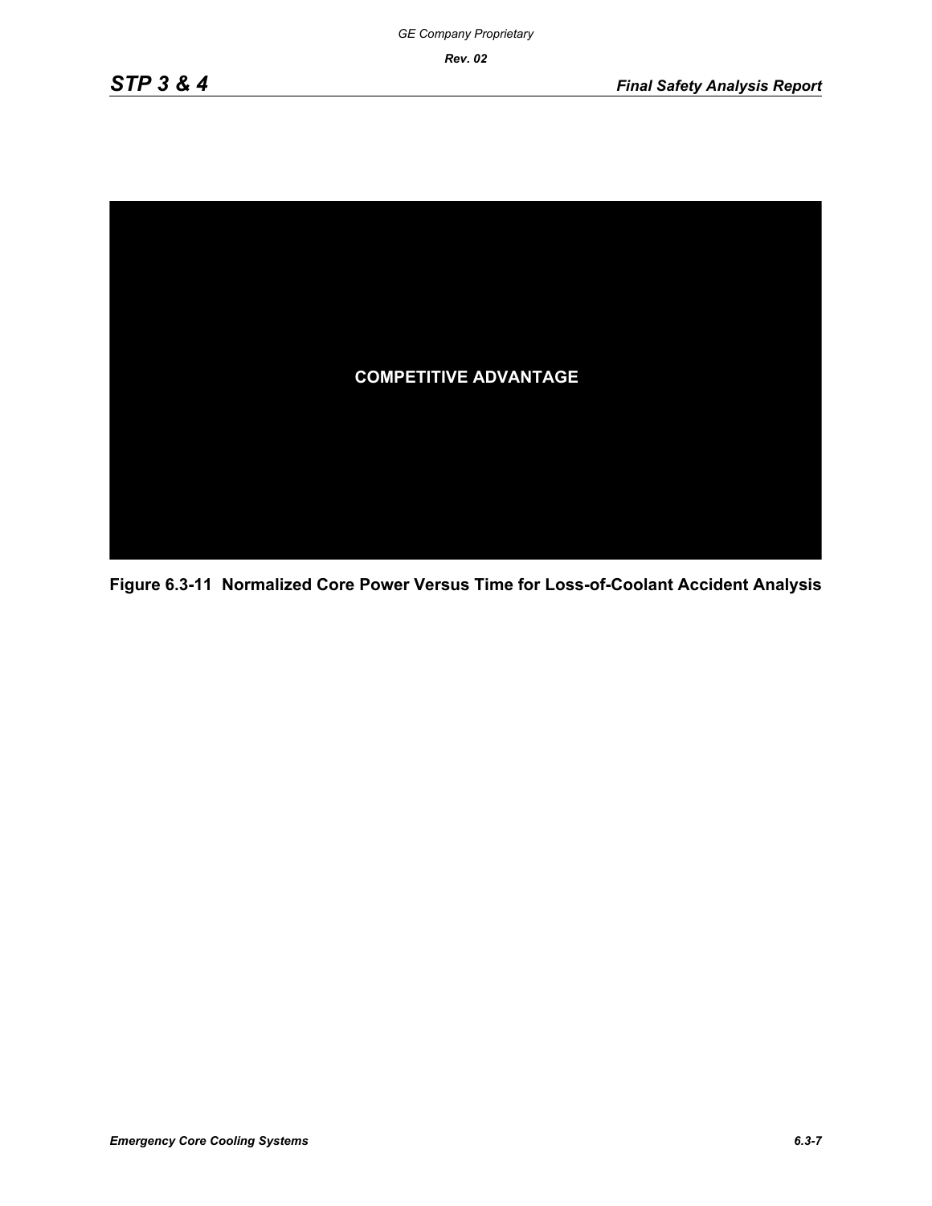COMPETITIVE ADVANTAGE

**Figure 6.3-11 Normalized Core Power Versus Time for Loss-of-Coolant Accident Analysis**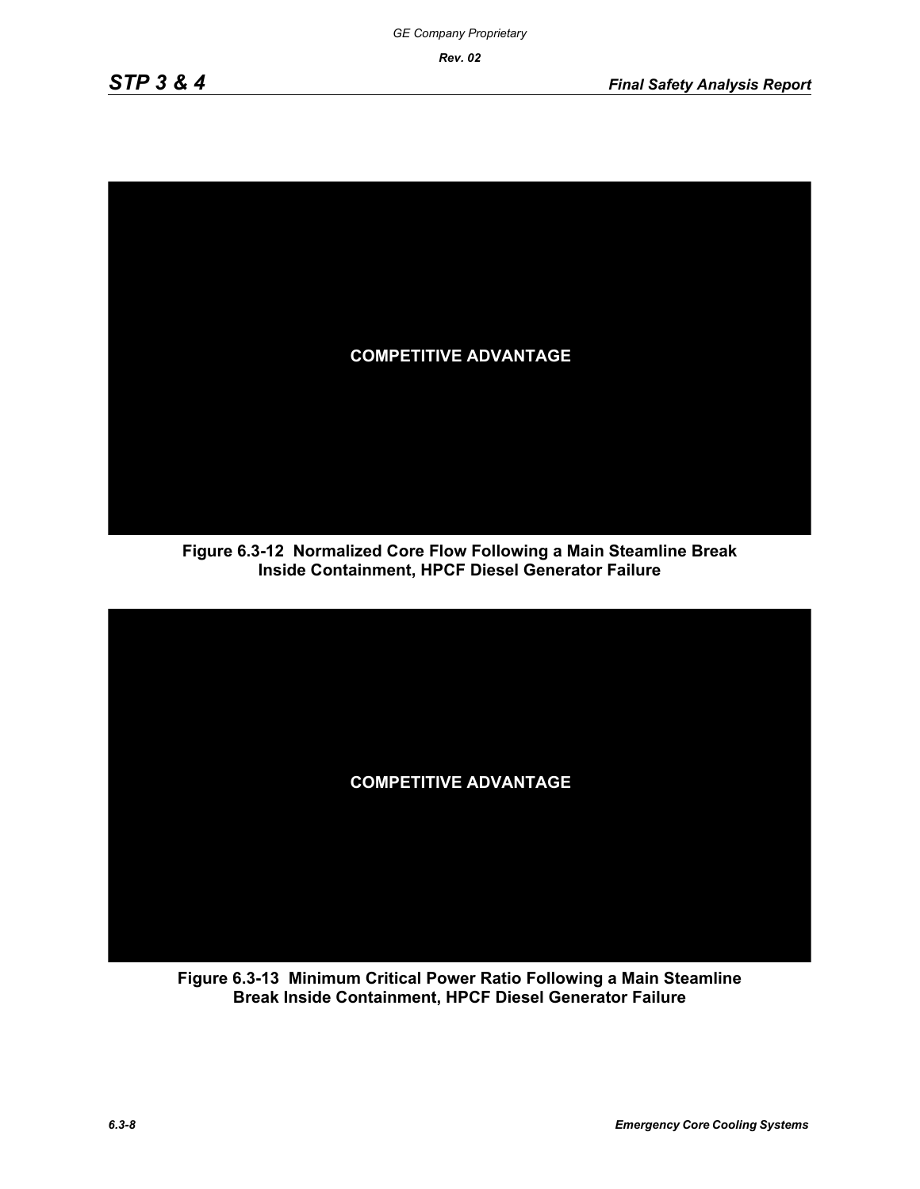COMPETITIVE ADVANTAGE

**Figure 6.3-12 Normalized Core Flow Following a Main Steamline Break Inside Containment, HPCF Diesel Generator Failure**

COMPETITIVE ADVANTAGE

**Figure 6.3-13 Minimum Critical Power Ratio Following a Main Steamline Break Inside Containment, HPCF Diesel Generator Failure**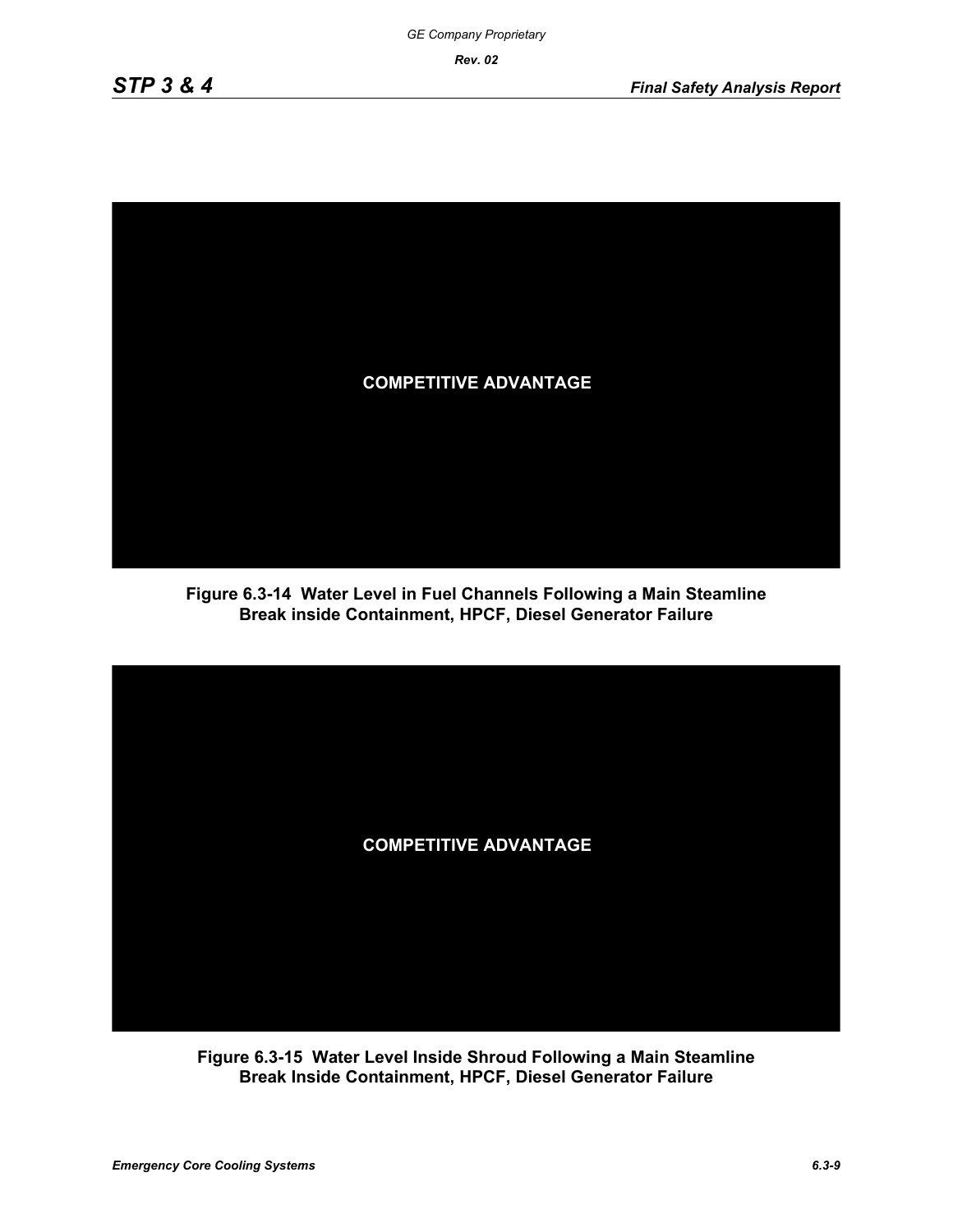COMPETITIVE ADVANTAGE

**Figure 6.3-14 Water Level in Fuel Channels Following a Main Steamline Break inside Containment, HPCF, Diesel Generator Failure**

COMPETITIVE ADVANTAGE

**Figure 6.3-15 Water Level Inside Shroud Following a Main Steamline Break Inside Containment, HPCF, Diesel Generator Failure**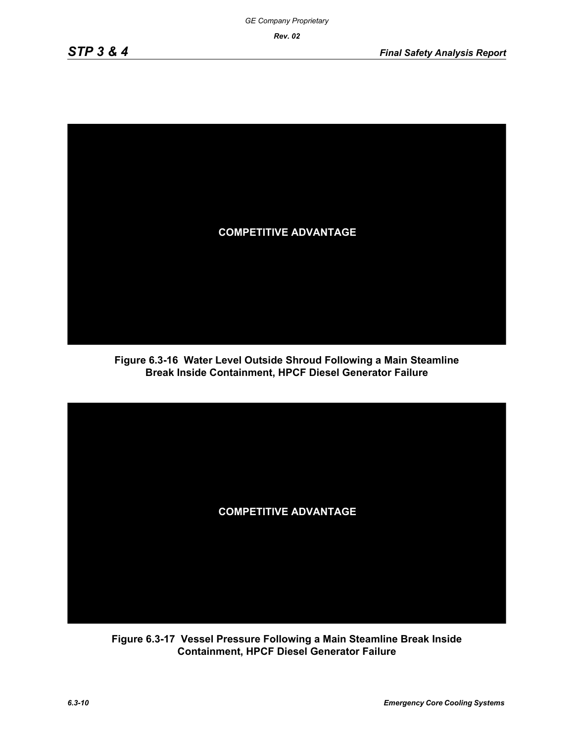COMPETITIVE ADVANTAGE

**Figure 6.3-16 Water Level Outside Shroud Following a Main Steamline Break Inside Containment, HPCF Diesel Generator Failure**

COMPETITIVE ADVANTAGE

**Figure 6.3-17 Vessel Pressure Following a Main Steamline Break Inside Containment, HPCF Diesel Generator Failure**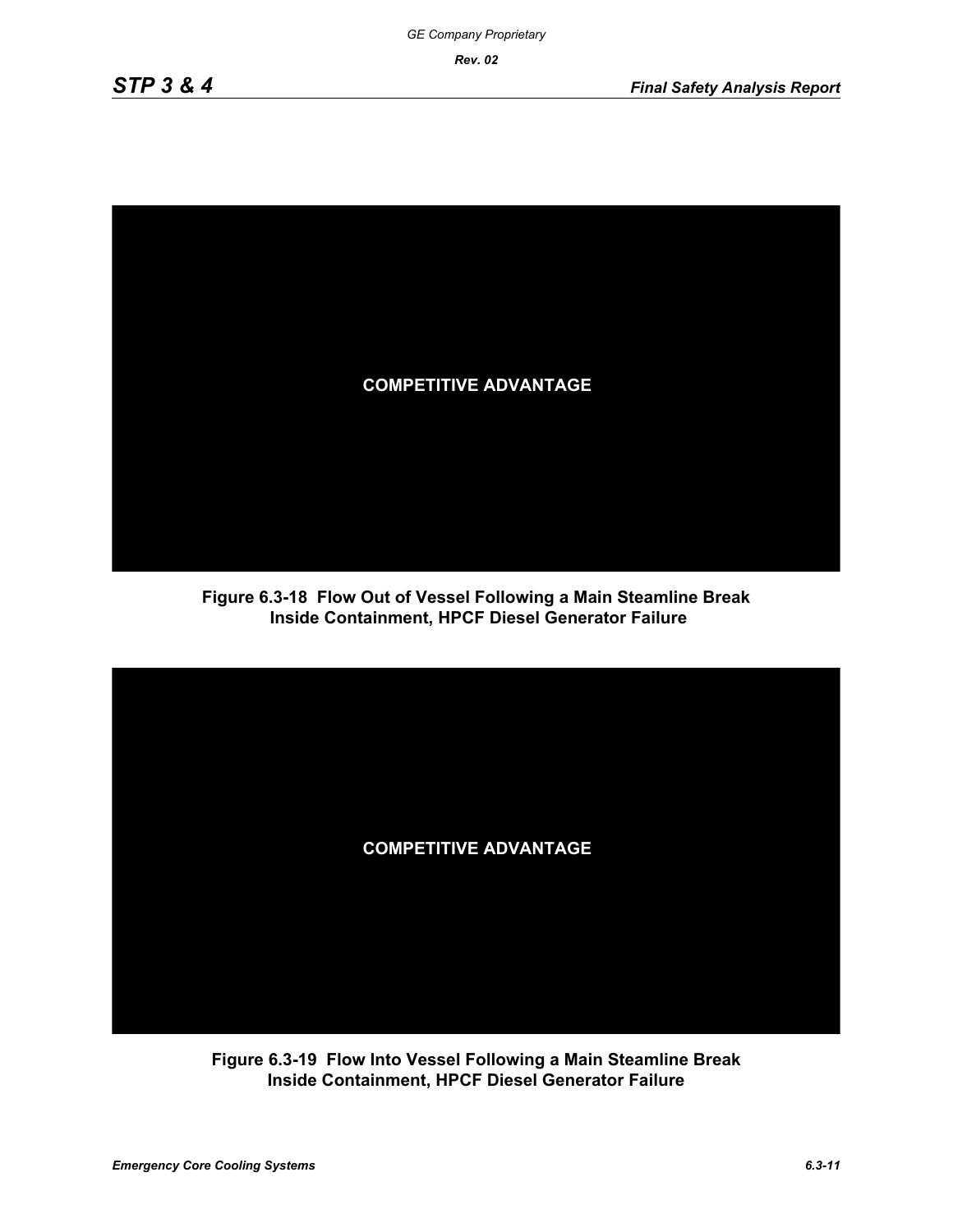COMPETITIVE ADVANTAGE

**Figure 6.3-18 Flow Out of Vessel Following a Main Steamline Break Inside Containment, HPCF Diesel Generator Failure**

COMPETITIVE ADVANTAGE

**Figure 6.3-19 Flow Into Vessel Following a Main Steamline Break Inside Containment, HPCF Diesel Generator Failure**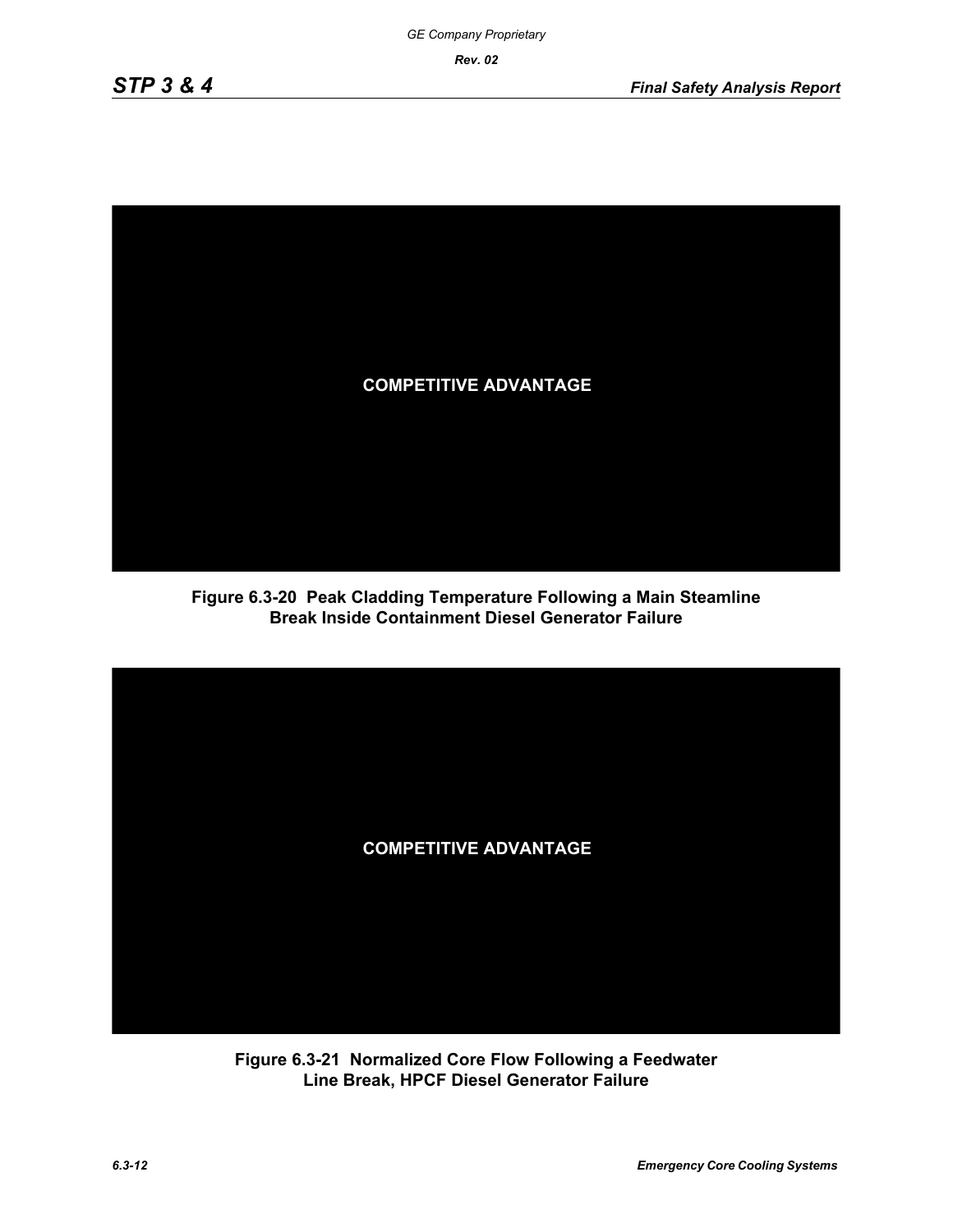COMPETITIVE ADVANTAGE

**Figure 6.3-20 Peak Cladding Temperature Following a Main Steamline Break Inside Containment Diesel Generator Failure**

COMPETITIVE ADVANTAGE

**Figure 6.3-21 Normalized Core Flow Following a Feedwater Line Break, HPCF Diesel Generator Failure**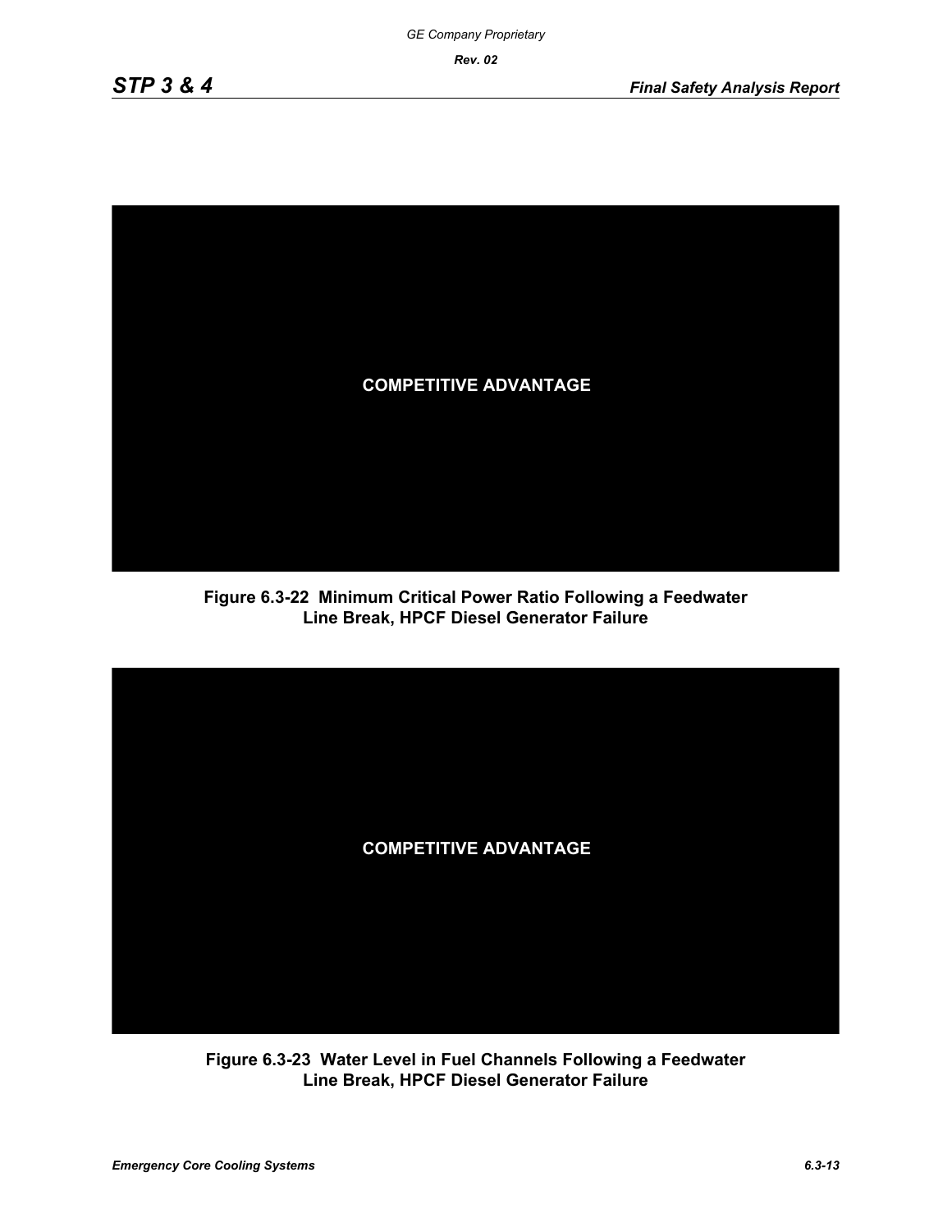COMPETITIVE ADVANTAGE

**Figure 6.3-22 Minimum Critical Power Ratio Following a Feedwater Line Break, HPCF Diesel Generator Failure**

COMPETITIVE ADVANTAGE

**Figure 6.3-23 Water Level in Fuel Channels Following a Feedwater Line Break, HPCF Diesel Generator Failure**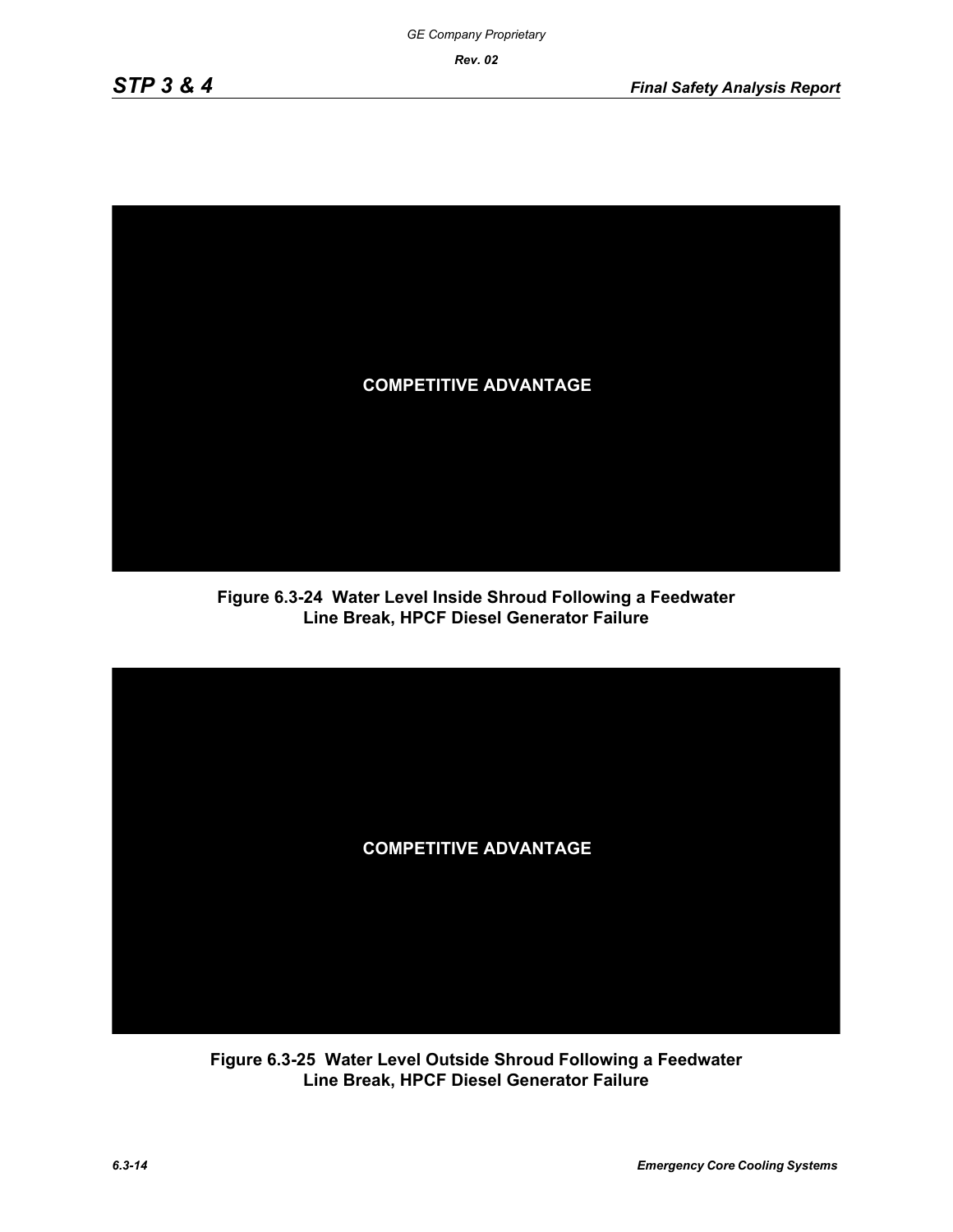COMPETITIVE ADVANTAGE

**Figure 6.3-24 Water Level Inside Shroud Following a Feedwater Line Break, HPCF Diesel Generator Failure**

COMPETITIVE ADVANTAGE

**Figure 6.3-25 Water Level Outside Shroud Following a Feedwater Line Break, HPCF Diesel Generator Failure**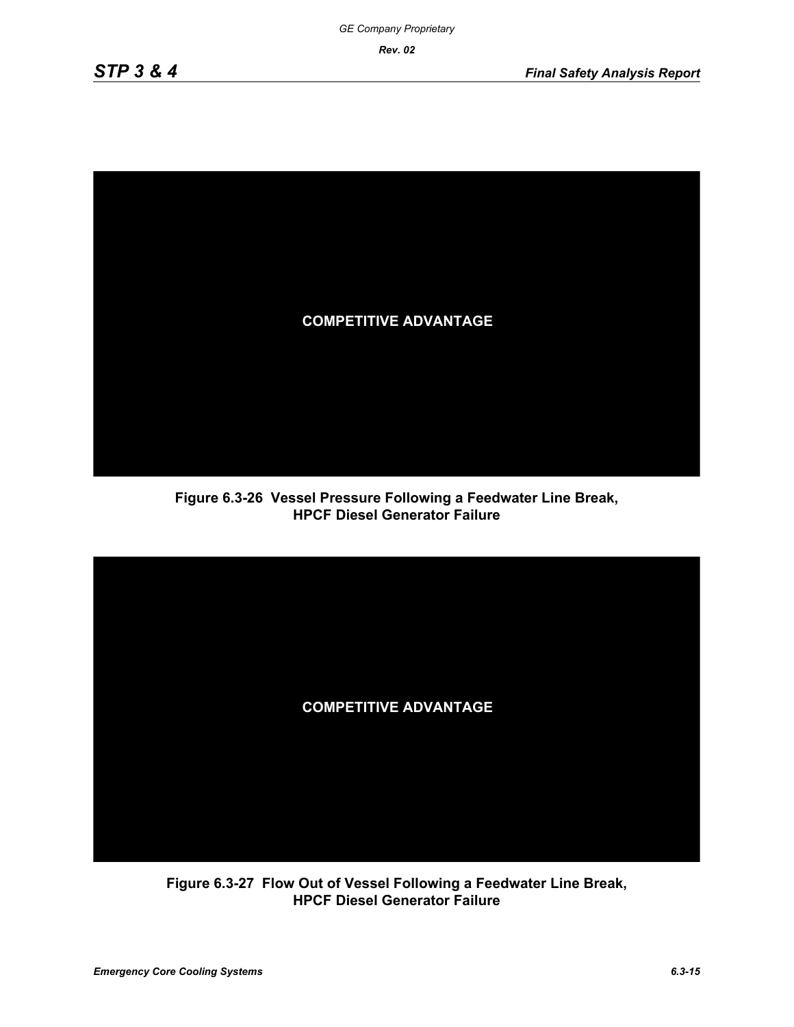COMPETITIVE ADVANTAGE

**Figure 6.3-26 Vessel Pressure Following a Feedwater Line Break, HPCF Diesel Generator Failure**

COMPETITIVE ADVANTAGE

**Figure 6.3-27 Flow Out of Vessel Following a Feedwater Line Break, HPCF Diesel Generator Failure**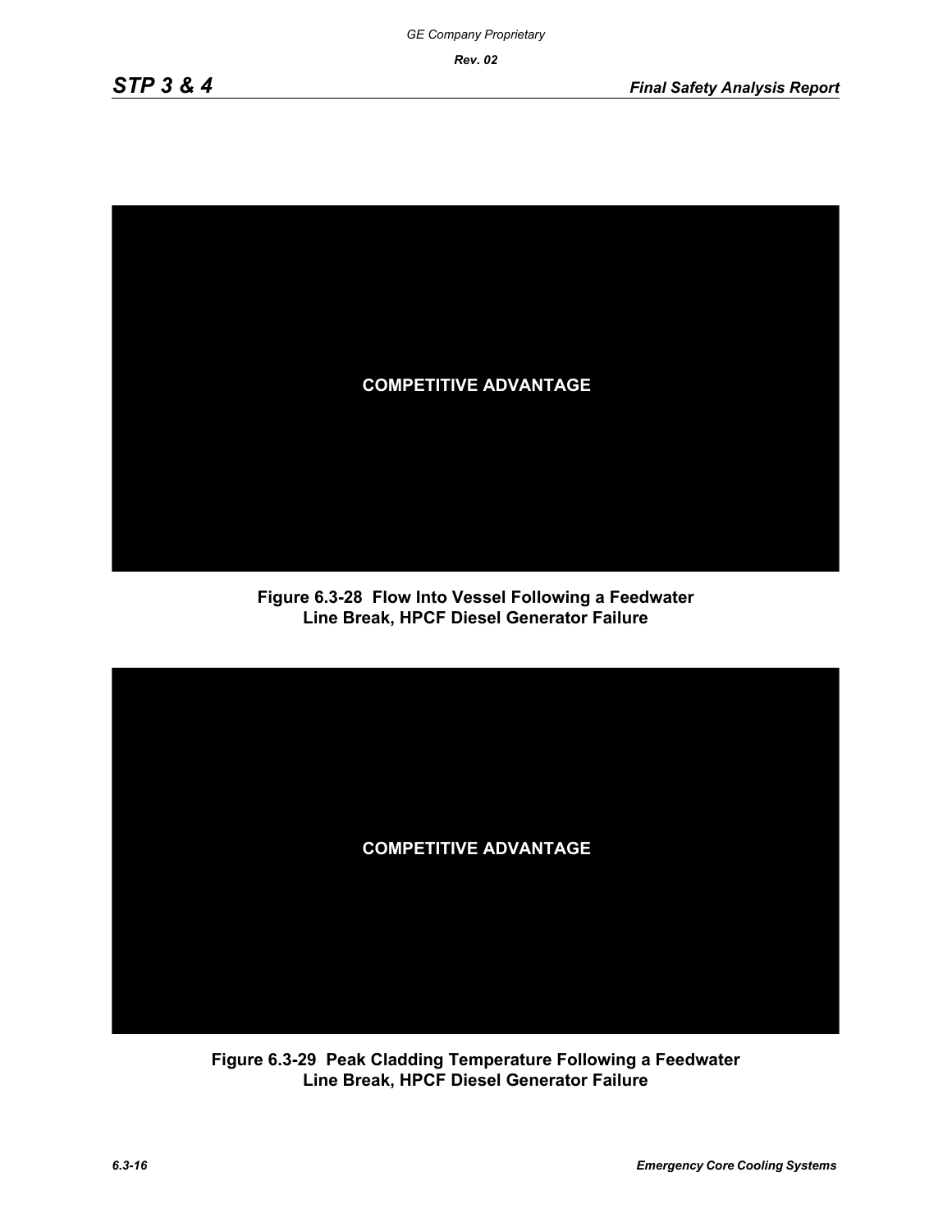COMPETITIVE ADVANTAGE

**Figure 6.3-28 Flow Into Vessel Following a Feedwater Line Break, HPCF Diesel Generator Failure**

COMPETITIVE ADVANTAGE

**Figure 6.3-29 Peak Cladding Temperature Following a Feedwater Line Break, HPCF Diesel Generator Failure**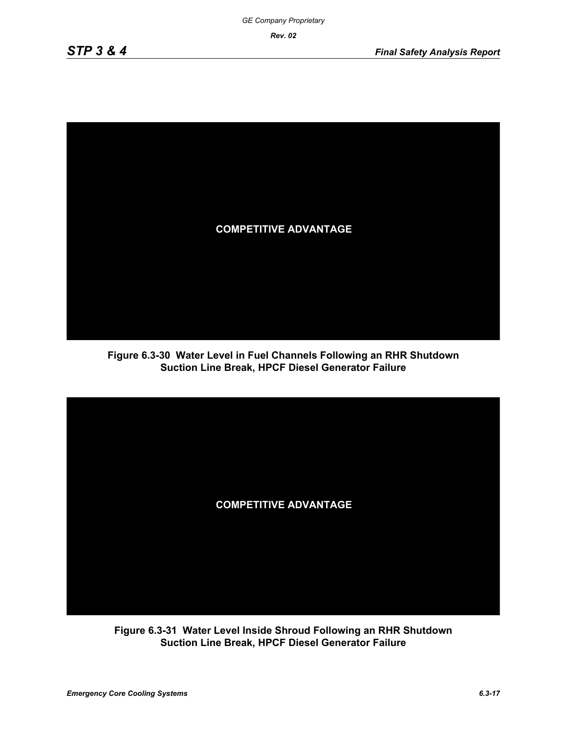COMPETITIVE ADVANTAGE

**Figure 6.3-30 Water Level in Fuel Channels Following an RHR Shutdown Suction Line Break, HPCF Diesel Generator Failure**

COMPETITIVE ADVANTAGE

**Figure 6.3-31 Water Level Inside Shroud Following an RHR Shutdown Suction Line Break, HPCF Diesel Generator Failure**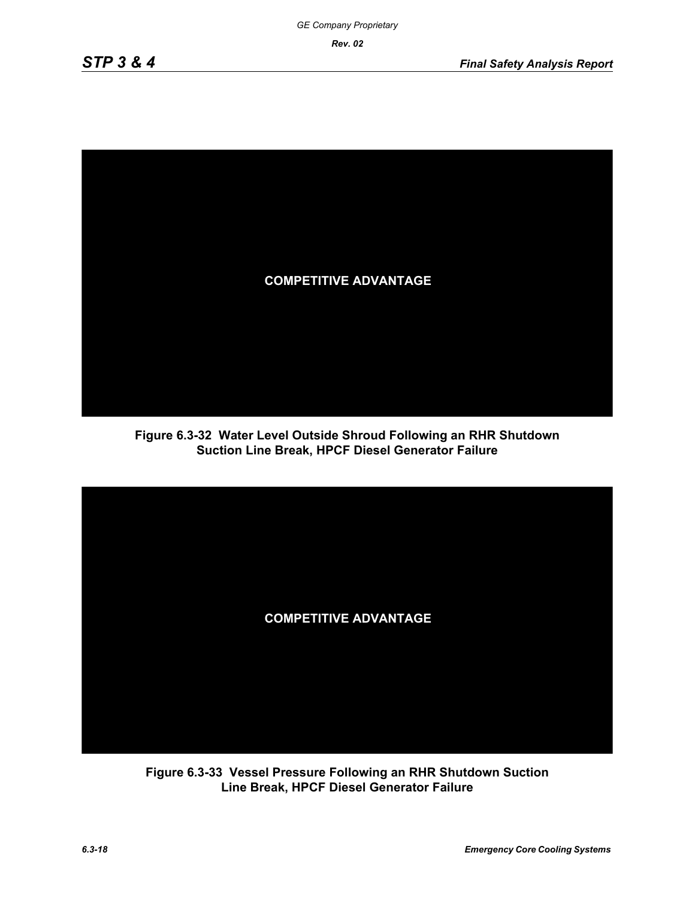COMPETITIVE ADVANTAGE

**Figure 6.3-32 Water Level Outside Shroud Following an RHR Shutdown Suction Line Break, HPCF Diesel Generator Failure**

COMPETITIVE ADVANTAGE

**Figure 6.3-33 Vessel Pressure Following an RHR Shutdown Suction Line Break, HPCF Diesel Generator Failure**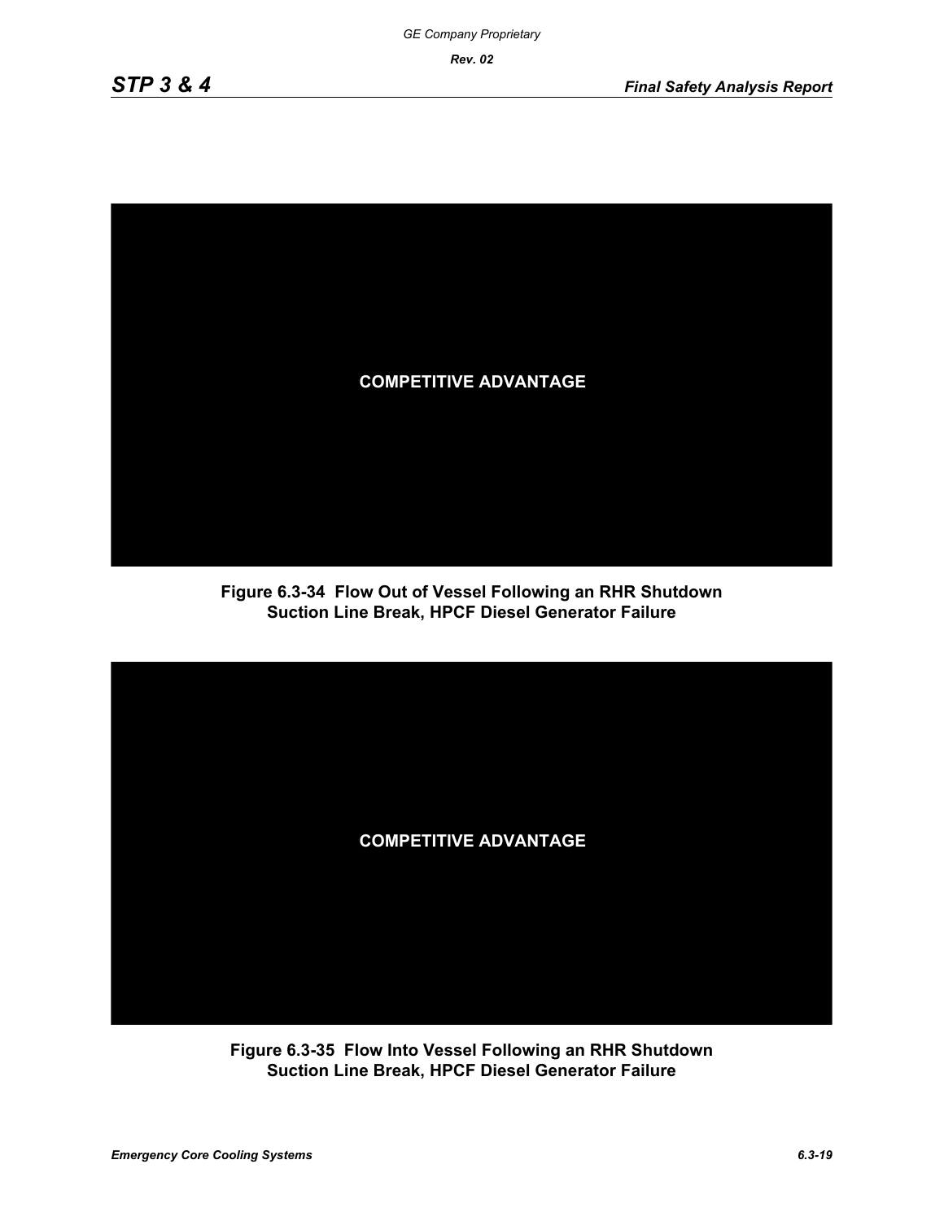COMPETITIVE ADVANTAGE

**Figure 6.3-34 Flow Out of Vessel Following an RHR Shutdown Suction Line Break, HPCF Diesel Generator Failure**

COMPETITIVE ADVANTAGE

**Figure 6.3-35 Flow Into Vessel Following an RHR Shutdown Suction Line Break, HPCF Diesel Generator Failure**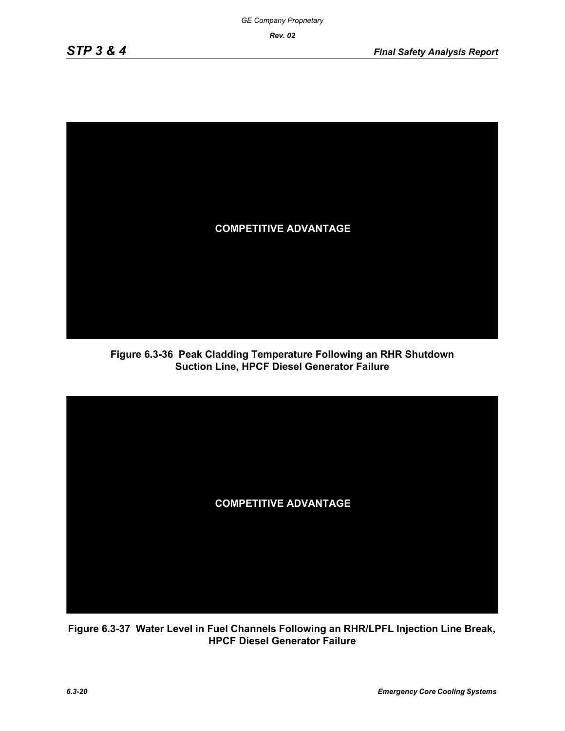COMPETITIVE ADVANTAGE

**Figure 6.3-36 Peak Cladding Temperature Following an RHR Shutdown Suction Line, HPCF Diesel Generator Failure**

COMPETITIVE ADVANTAGE

**Figure 6.3-37 Water Level in Fuel Channels Following an RHR/LPFL Injection Line Break, HPCF Diesel Generator Failure**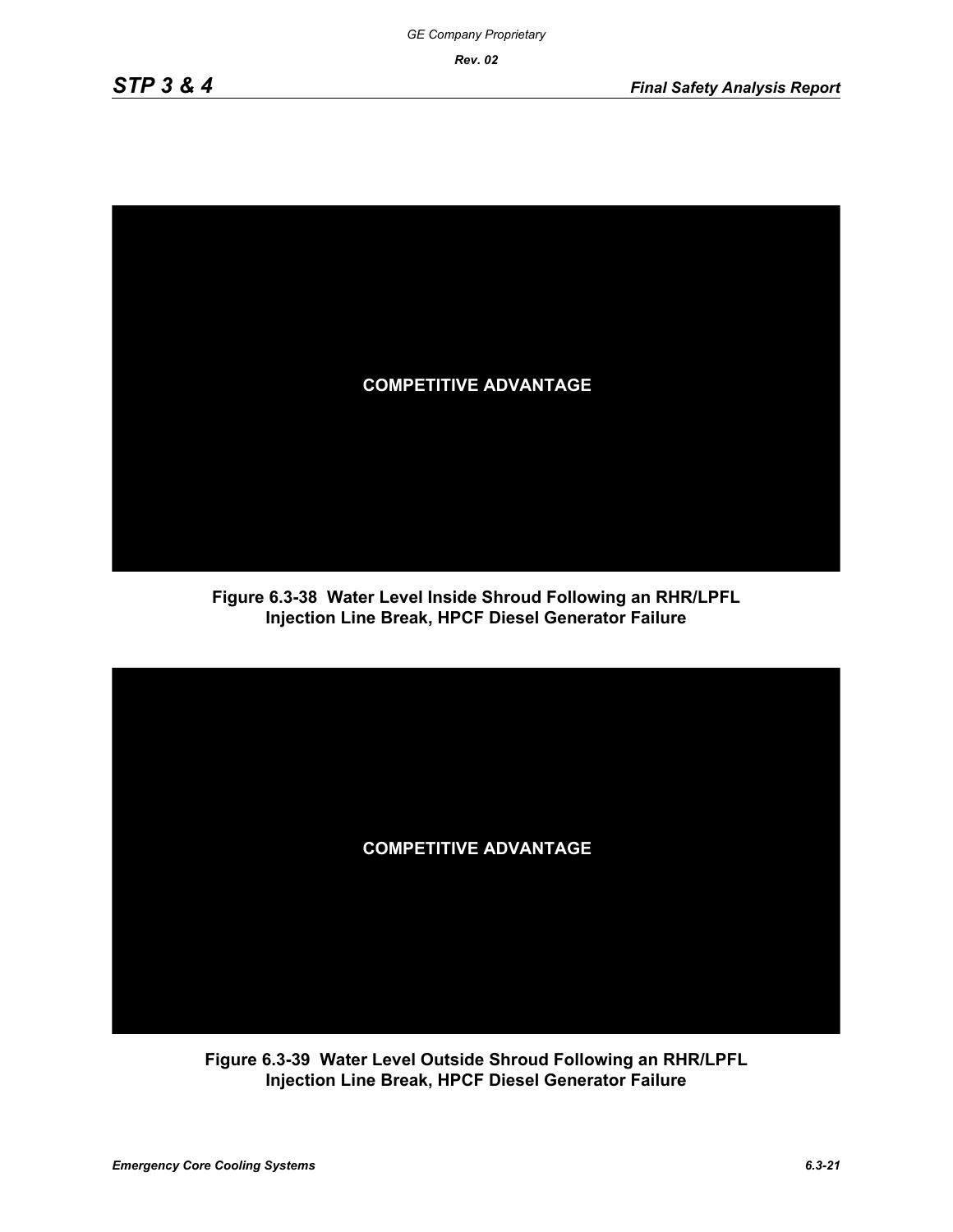COMPETITIVE ADVANTAGE

**Figure 6.3-38 Water Level Inside Shroud Following an RHR/LPFL Injection Line Break, HPCF Diesel Generator Failure**

COMPETITIVE ADVANTAGE

**Figure 6.3-39 Water Level Outside Shroud Following an RHR/LPFL Injection Line Break, HPCF Diesel Generator Failure**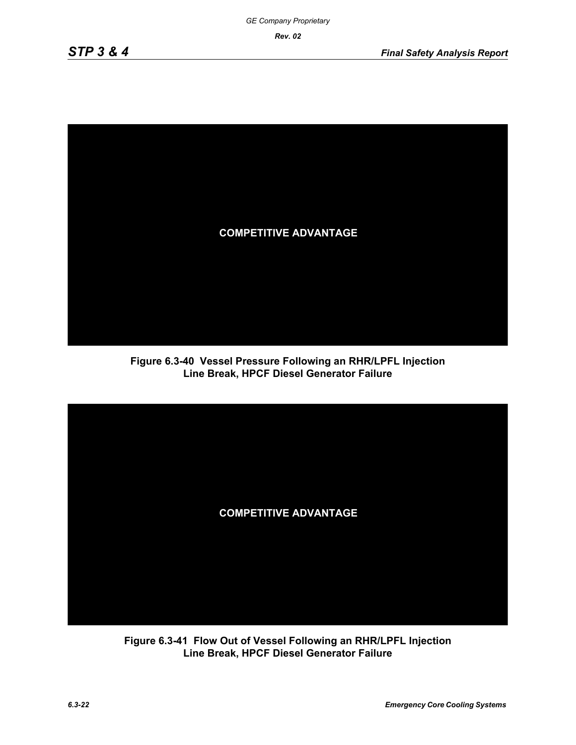COMPETITIVE ADVANTAGE

**Figure 6.3-40 Vessel Pressure Following an RHR/LPFL Injection Line Break, HPCF Diesel Generator Failure**

COMPETITIVE ADVANTAGE

**Figure 6.3-41 Flow Out of Vessel Following an RHR/LPFL Injection Line Break, HPCF Diesel Generator Failure**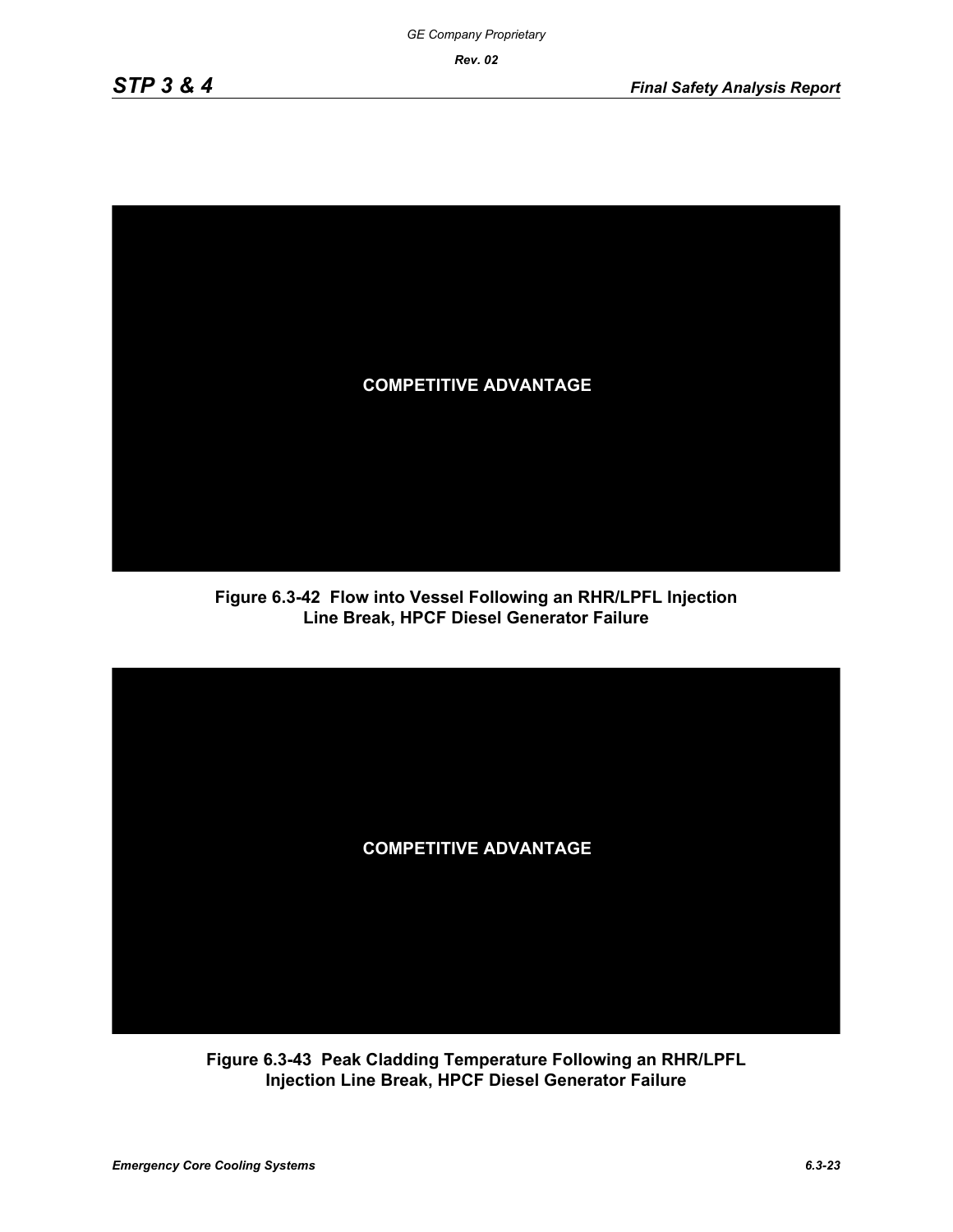COMPETITIVE ADVANTAGE

**Figure 6.3-42 Flow into Vessel Following an RHR/LPFL Injection Line Break, HPCF Diesel Generator Failure**

COMPETITIVE ADVANTAGE

**Figure 6.3-43 Peak Cladding Temperature Following an RHR/LPFL Injection Line Break, HPCF Diesel Generator Failure**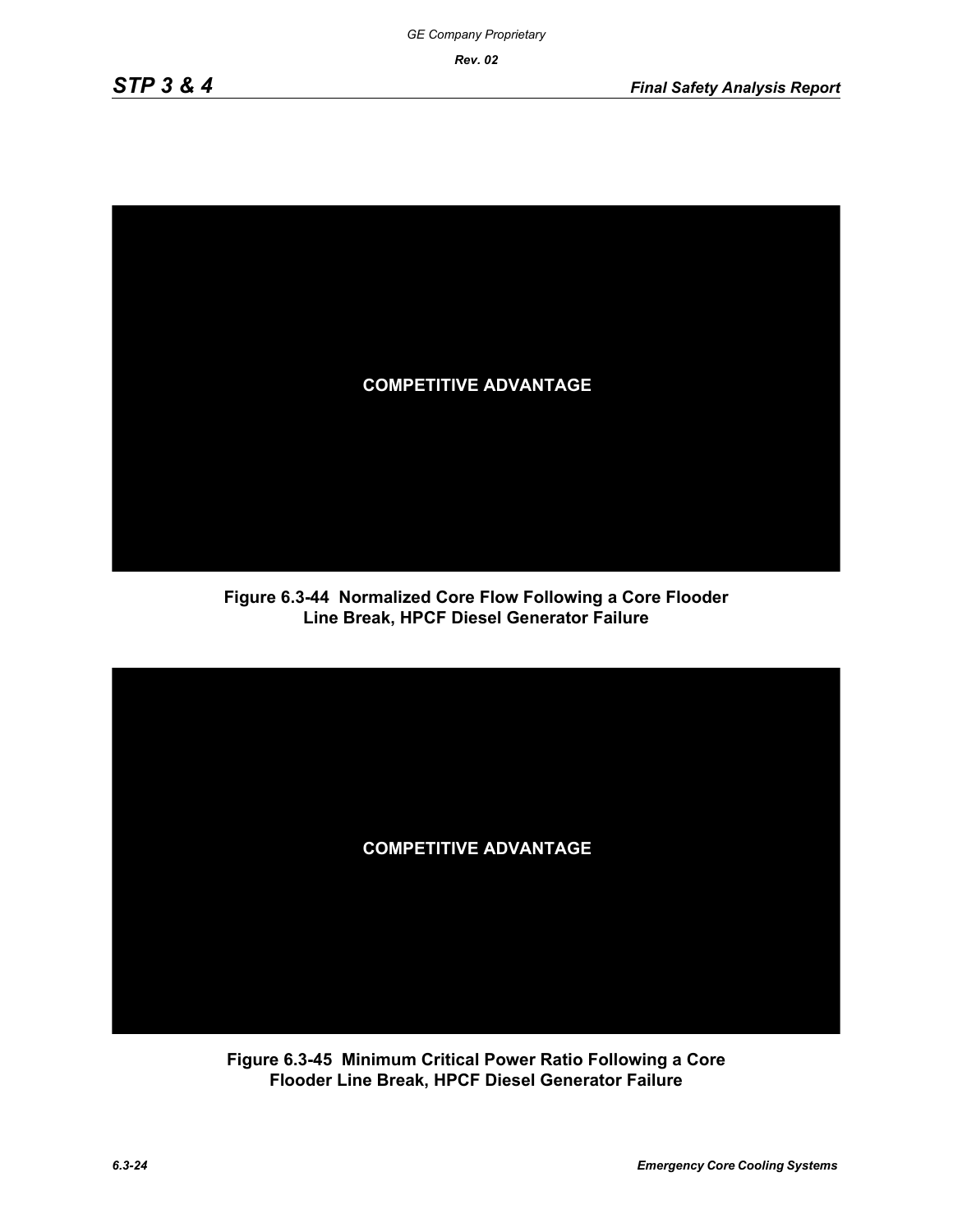COMPETITIVE ADVANTAGE

**Figure 6.3-44 Normalized Core Flow Following a Core Flooder Line Break, HPCF Diesel Generator Failure**

COMPETITIVE ADVANTAGE

**Figure 6.3-45 Minimum Critical Power Ratio Following a Core Flooder Line Break, HPCF Diesel Generator Failure**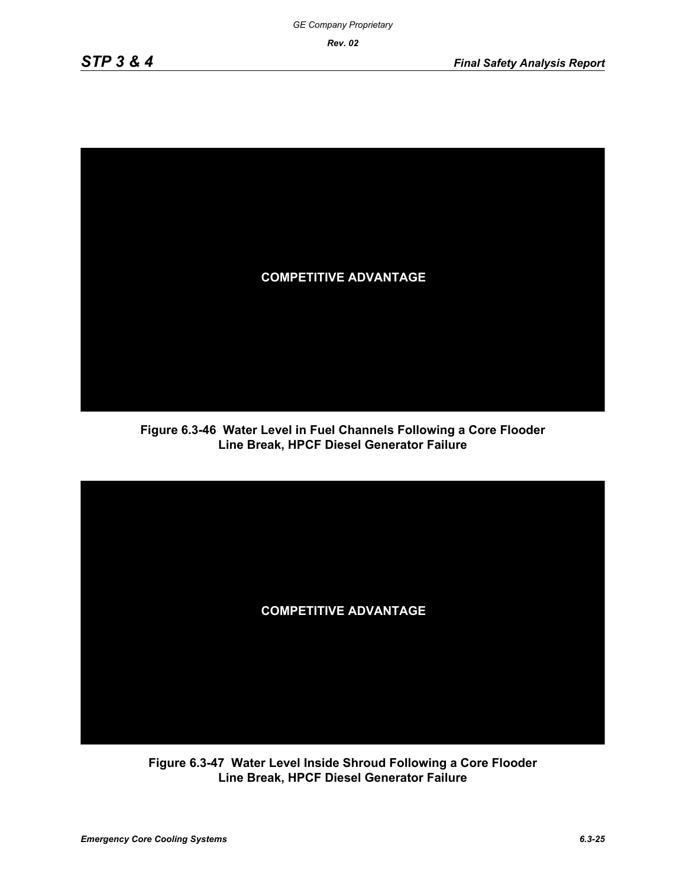COMPETITIVE ADVANTAGE

**Figure 6.3-46 Water Level in Fuel Channels Following a Core Flooder Line Break, HPCF Diesel Generator Failure**

COMPETITIVE ADVANTAGE

**Figure 6.3-47 Water Level Inside Shroud Following a Core Flooder Line Break, HPCF Diesel Generator Failure**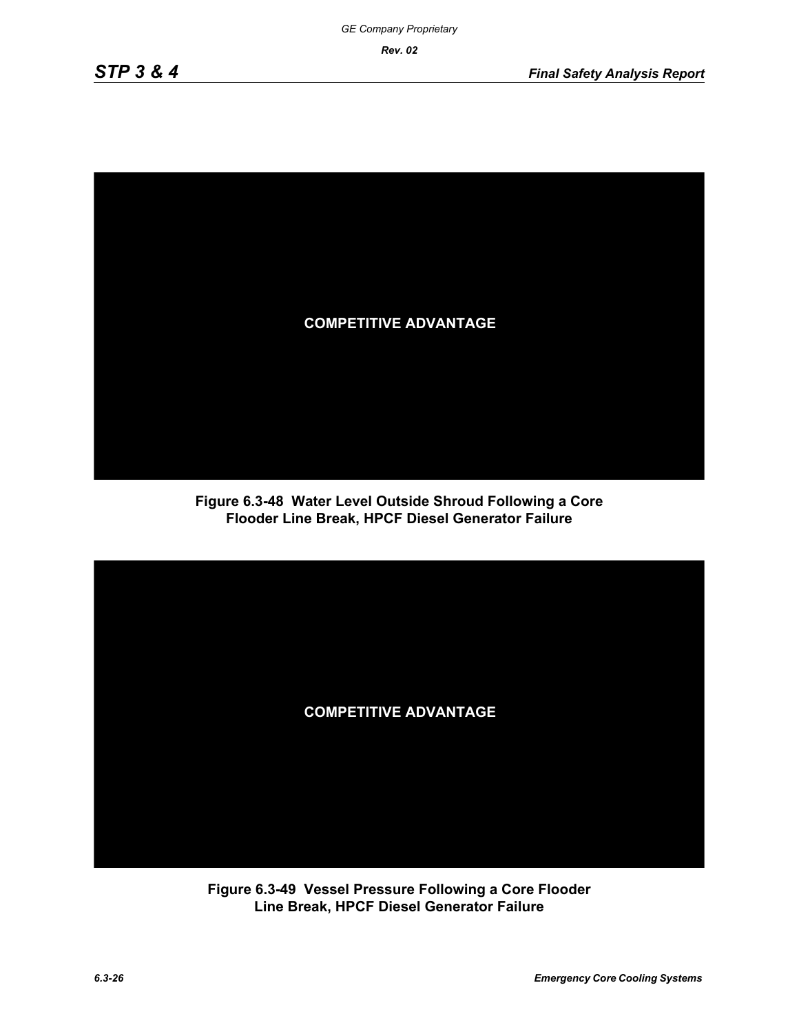COMPETITIVE ADVANTAGE

**Figure 6.3-48 Water Level Outside Shroud Following a Core Flooder Line Break, HPCF Diesel Generator Failure**

COMPETITIVE ADVANTAGE

**Figure 6.3-49 Vessel Pressure Following a Core Flooder Line Break, HPCF Diesel Generator Failure**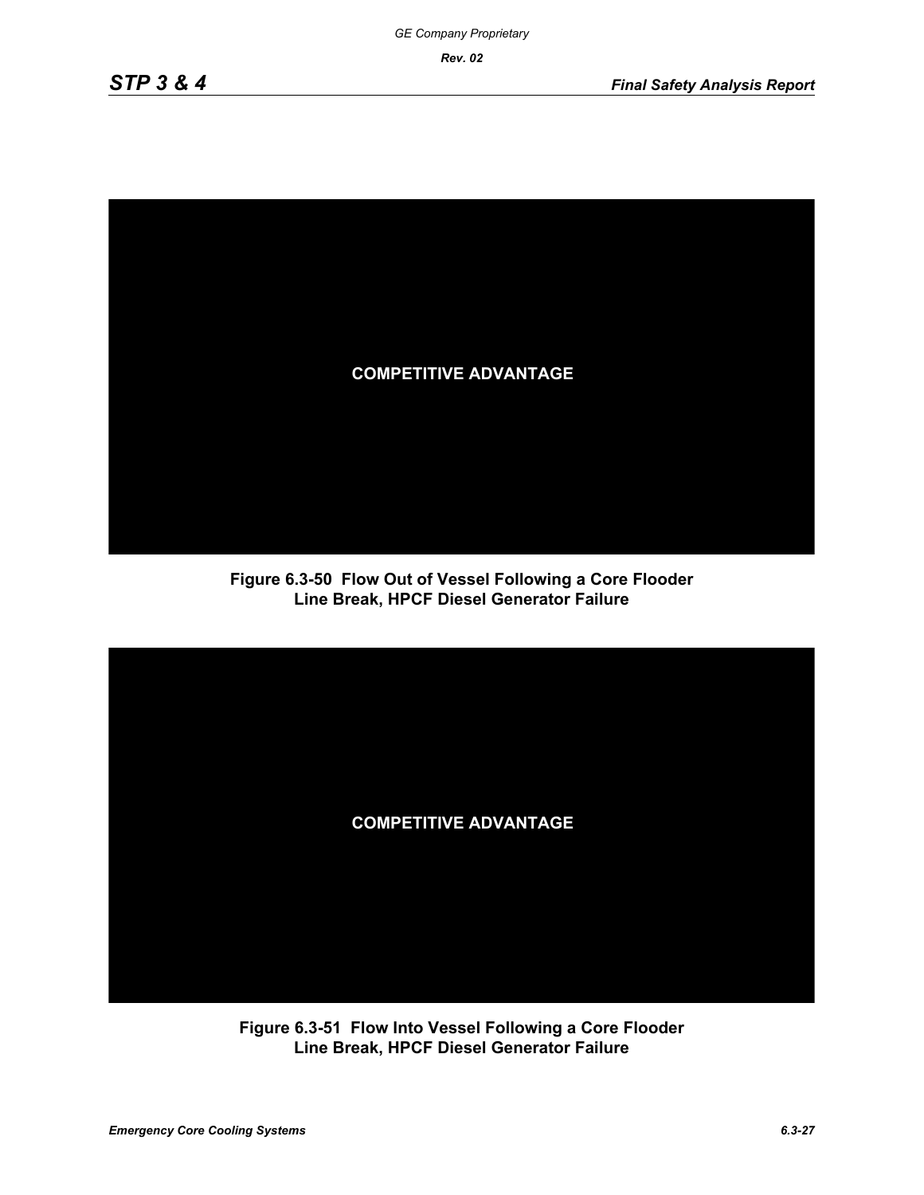COMPETITIVE ADVANTAGE

**Figure 6.3-50 Flow Out of Vessel Following a Core Flooder Line Break, HPCF Diesel Generator Failure**

COMPETITIVE ADVANTAGE

**Figure 6.3-51 Flow Into Vessel Following a Core Flooder Line Break, HPCF Diesel Generator Failure**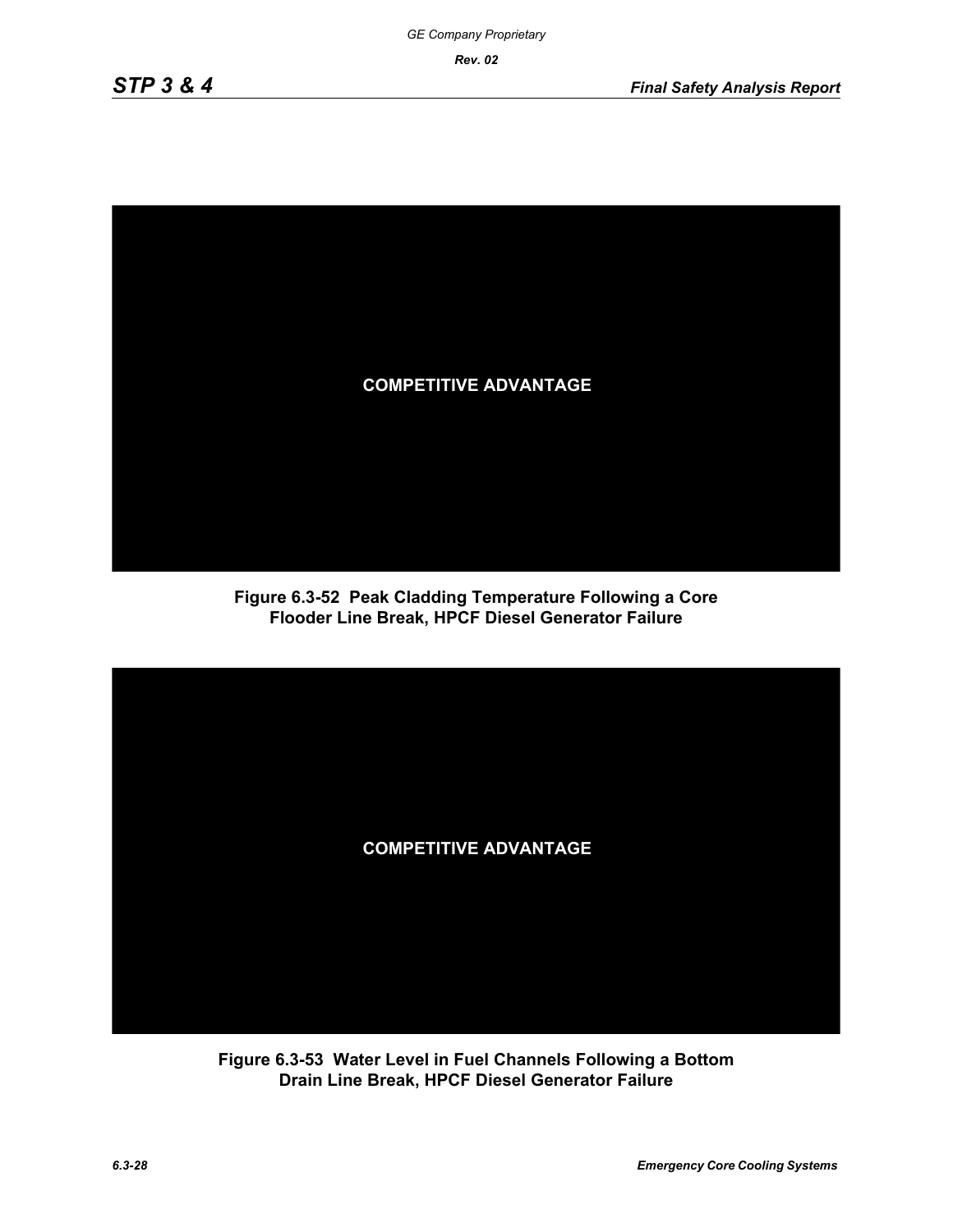COMPETITIVE ADVANTAGE

**Figure 6.3-52 Peak Cladding Temperature Following a Core Flooder Line Break, HPCF Diesel Generator Failure**

COMPETITIVE ADVANTAGE

**Figure 6.3-53 Water Level in Fuel Channels Following a Bottom Drain Line Break, HPCF Diesel Generator Failure**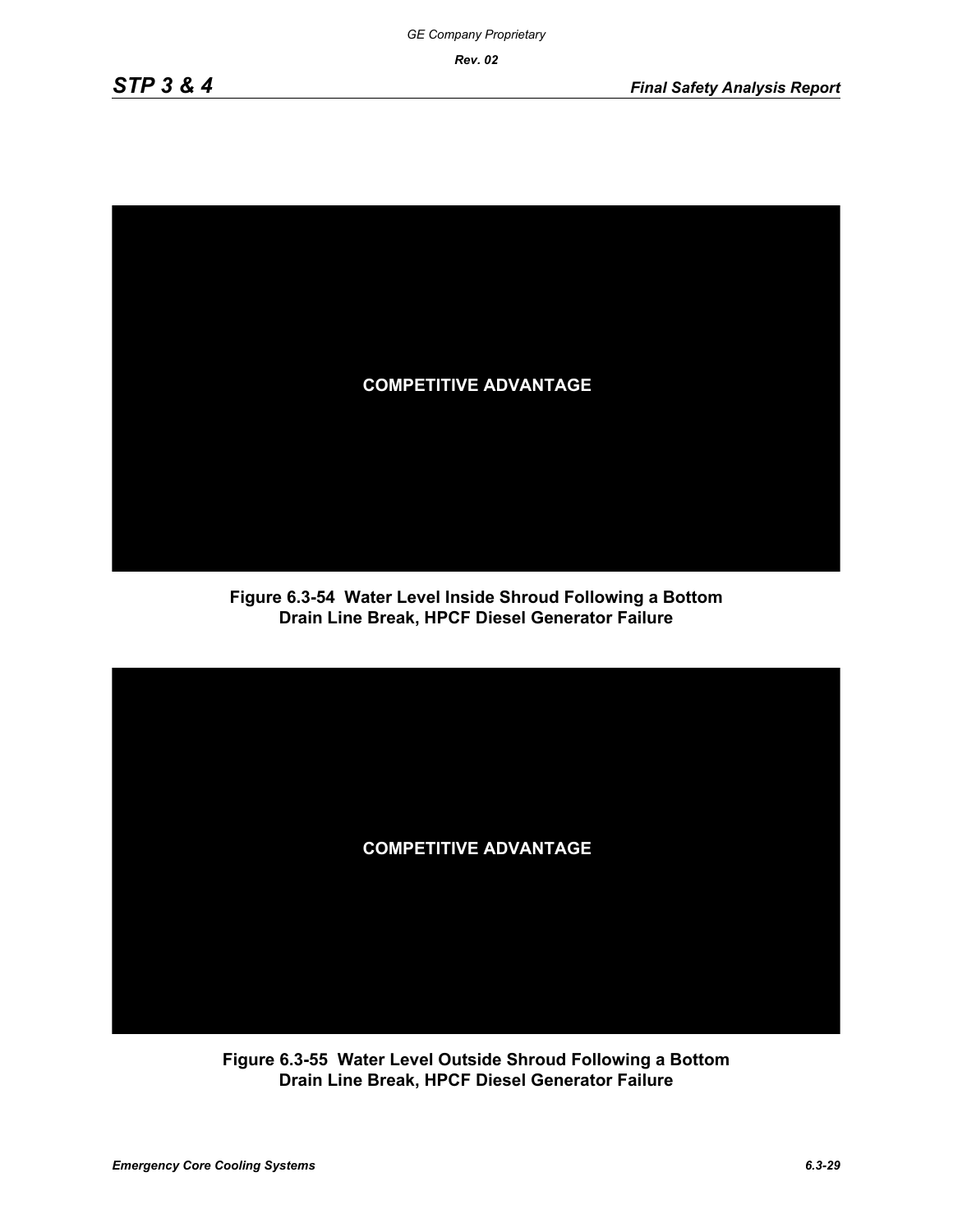COMPETITIVE ADVANTAGE

**Figure 6.3-54 Water Level Inside Shroud Following a Bottom Drain Line Break, HPCF Diesel Generator Failure**

COMPETITIVE ADVANTAGE

**Figure 6.3-55 Water Level Outside Shroud Following a Bottom Drain Line Break, HPCF Diesel Generator Failure**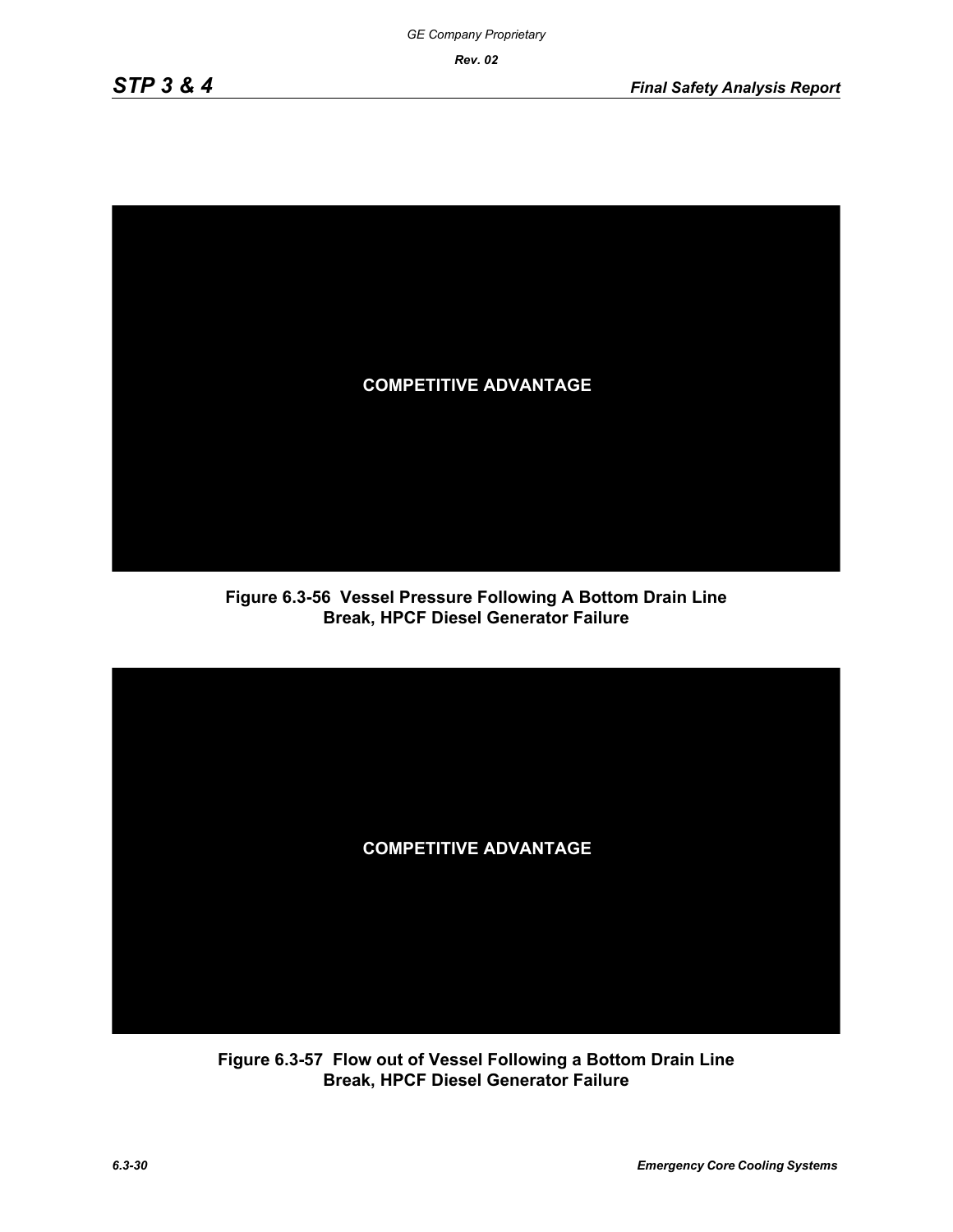COMPETITIVE ADVANTAGE

**Figure 6.3-56 Vessel Pressure Following A Bottom Drain Line Break, HPCF Diesel Generator Failure**

COMPETITIVE ADVANTAGE

**Figure 6.3-57 Flow out of Vessel Following a Bottom Drain Line Break, HPCF Diesel Generator Failure**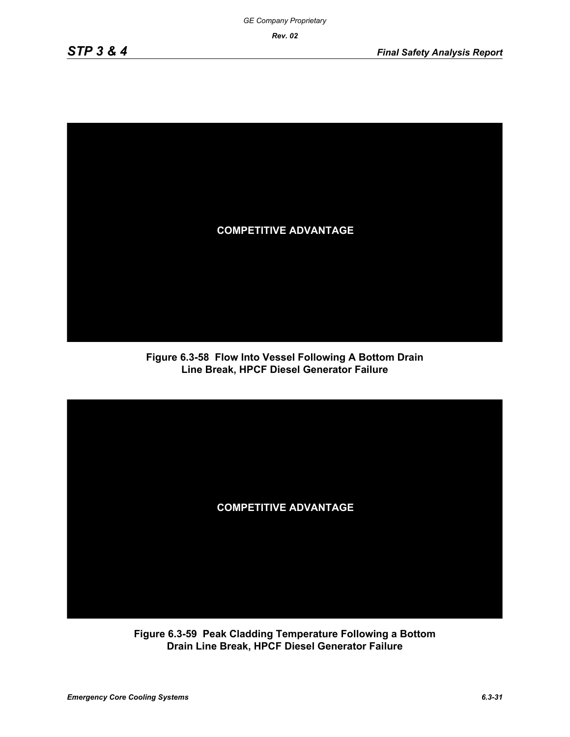COMPETITIVE ADVANTAGE

**Figure 6.3-58 Flow Into Vessel Following A Bottom Drain Line Break, HPCF Diesel Generator Failure**

COMPETITIVE ADVANTAGE

**Figure 6.3-59 Peak Cladding Temperature Following a Bottom Drain Line Break, HPCF Diesel Generator Failure**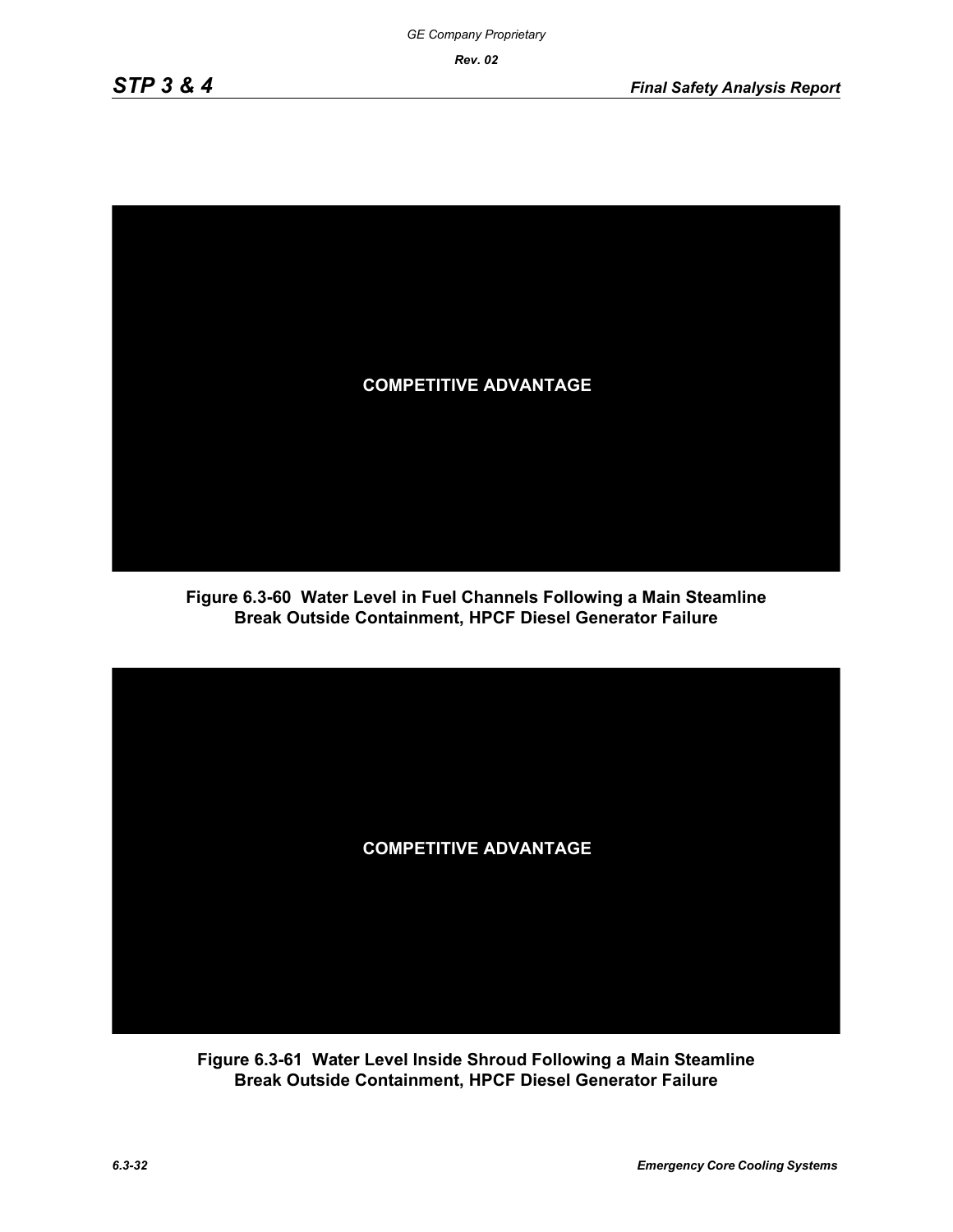COMPETITIVE ADVANTAGE

**Figure 6.3-60 Water Level in Fuel Channels Following a Main Steamline Break Outside Containment, HPCF Diesel Generator Failure**

COMPETITIVE ADVANTAGE

**Figure 6.3-61 Water Level Inside Shroud Following a Main Steamline Break Outside Containment, HPCF Diesel Generator Failure**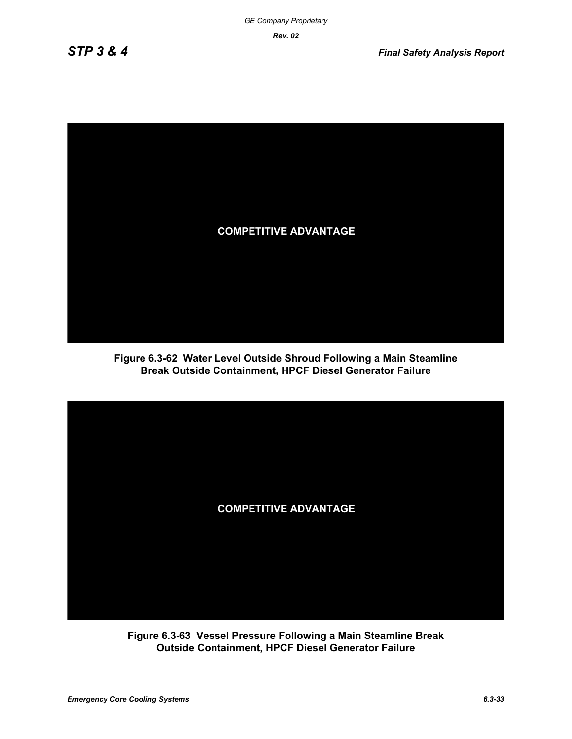COMPETITIVE ADVANTAGE

**Figure 6.3-62 Water Level Outside Shroud Following a Main Steamline Break Outside Containment, HPCF Diesel Generator Failure**

COMPETITIVE ADVANTAGE

**Figure 6.3-63 Vessel Pressure Following a Main Steamline Break Outside Containment, HPCF Diesel Generator Failure**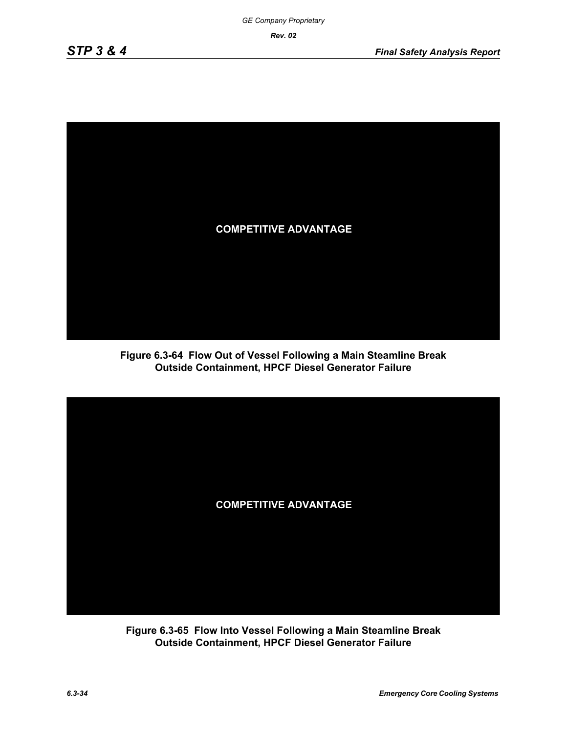COMPETITIVE ADVANTAGE

**Figure 6.3-64 Flow Out of Vessel Following a Main Steamline Break Outside Containment, HPCF Diesel Generator Failure**

COMPETITIVE ADVANTAGE

**Figure 6.3-65 Flow Into Vessel Following a Main Steamline Break Outside Containment, HPCF Diesel Generator Failure**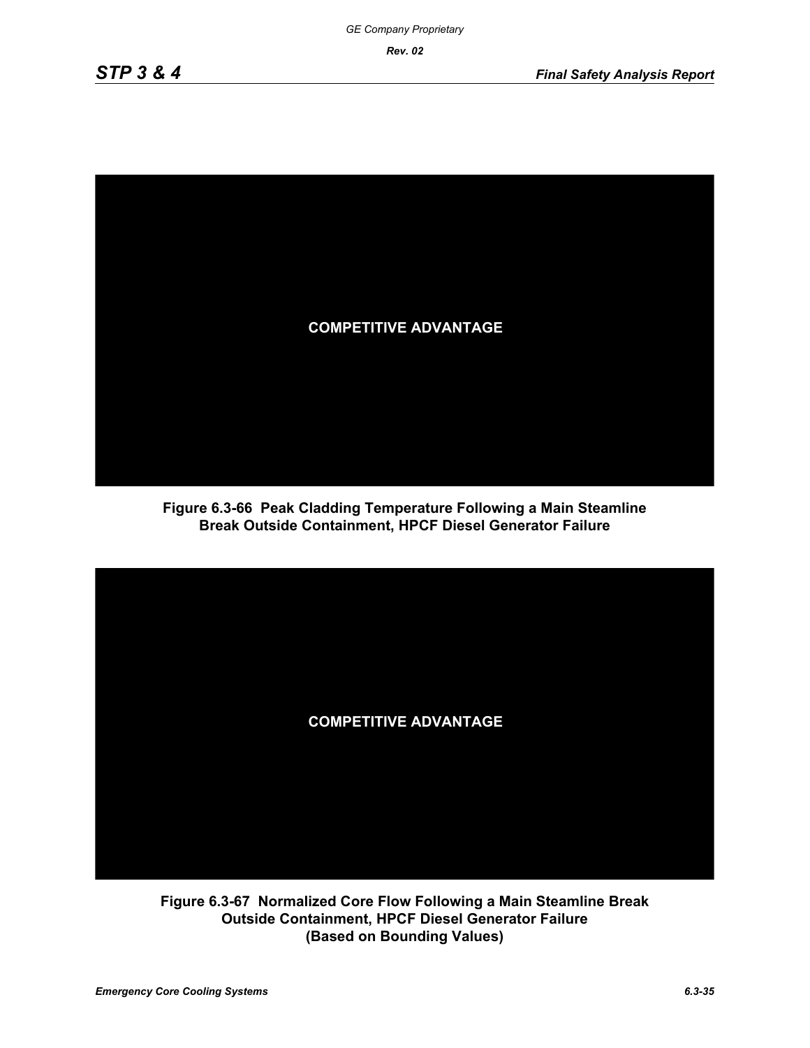COMPETITIVE ADVANTAGE

**Figure 6.3-66 Peak Cladding Temperature Following a Main Steamline Break Outside Containment, HPCF Diesel Generator Failure**

COMPETITIVE ADVANTAGE

**Figure 6.3-67 Normalized Core Flow Following a Main Steamline Break Outside Containment, HPCF Diesel Generator Failure (Based on Bounding Values)**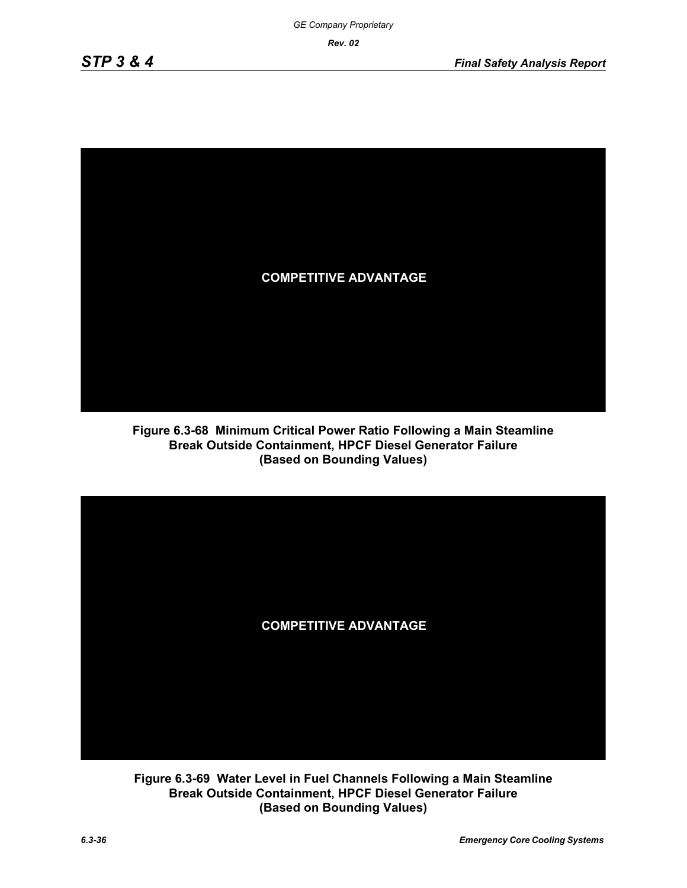COMPETITIVE ADVANTAGE

**Figure 6.3-68 Minimum Critical Power Ratio Following a Main Steamline Break Outside Containment, HPCF Diesel Generator Failure (Based on Bounding Values)**

COMPETITIVE ADVANTAGE

**Figure 6.3-69 Water Level in Fuel Channels Following a Main Steamline Break Outside Containment, HPCF Diesel Generator Failure (Based on Bounding Values)**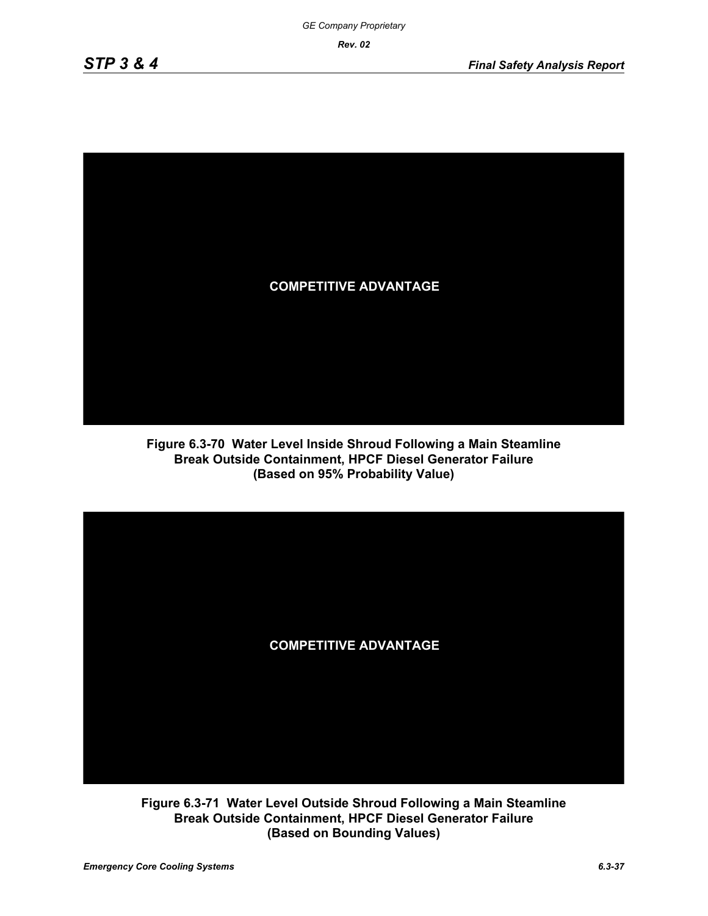COMPETITIVE ADVANTAGE

**Figure 6.3-70 Water Level Inside Shroud Following a Main Steamline Break Outside Containment, HPCF Diesel Generator Failure (Based on 95% Probability Value)**

COMPETITIVE ADVANTAGE

**Figure 6.3-71 Water Level Outside Shroud Following a Main Steamline Break Outside Containment, HPCF Diesel Generator Failure (Based on Bounding Values)**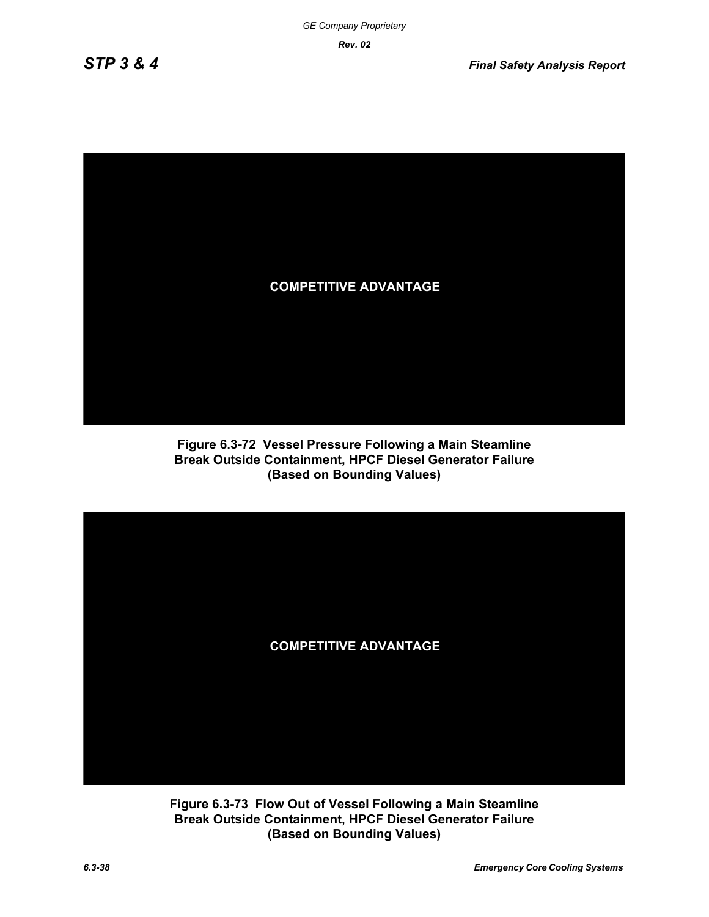COMPETITIVE ADVANTAGE

**Figure 6.3-72 Vessel Pressure Following a Main Steamline Break Outside Containment, HPCF Diesel Generator Failure (Based on Bounding Values)**

COMPETITIVE ADVANTAGE

**Figure 6.3-73 Flow Out of Vessel Following a Main Steamline Break Outside Containment, HPCF Diesel Generator Failure (Based on Bounding Values)**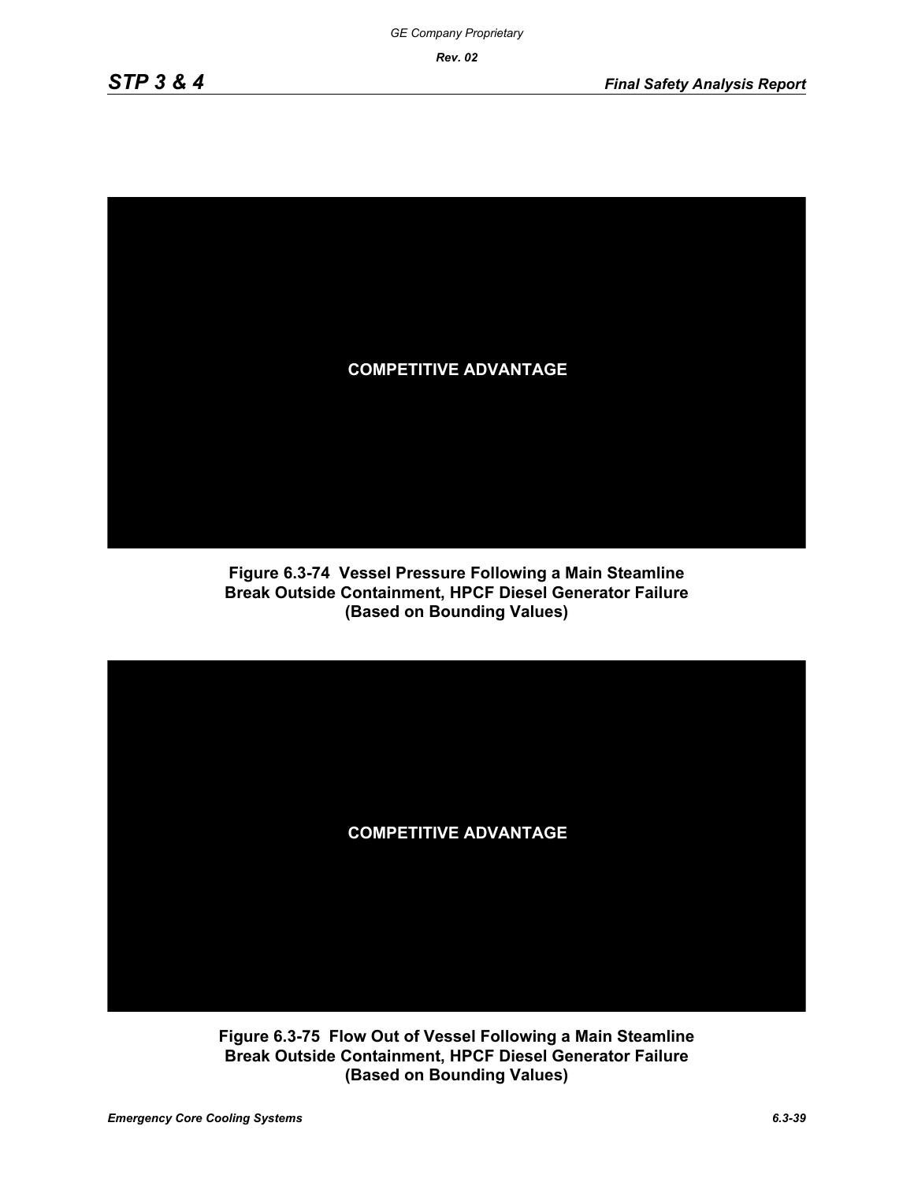COMPETITIVE ADVANTAGE

**Figure 6.3-74 Vessel Pressure Following a Main Steamline Break Outside Containment, HPCF Diesel Generator Failure (Based on Bounding Values)**

COMPETITIVE ADVANTAGE

**Figure 6.3-75 Flow Out of Vessel Following a Main Steamline Break Outside Containment, HPCF Diesel Generator Failure (Based on Bounding Values)**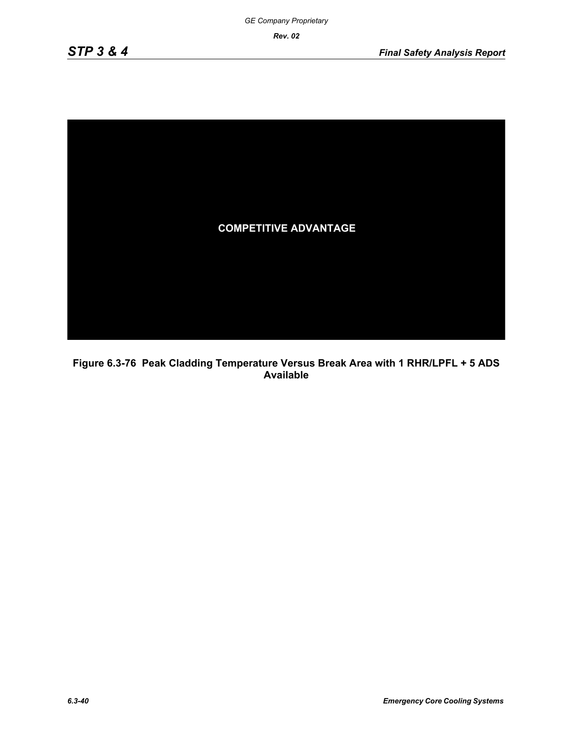COMPETITIVE ADVANTAGE

**Figure 6.3-76 Peak Cladding Temperature Versus Break Area with 1 RHR/LPFL + 5 ADS Available**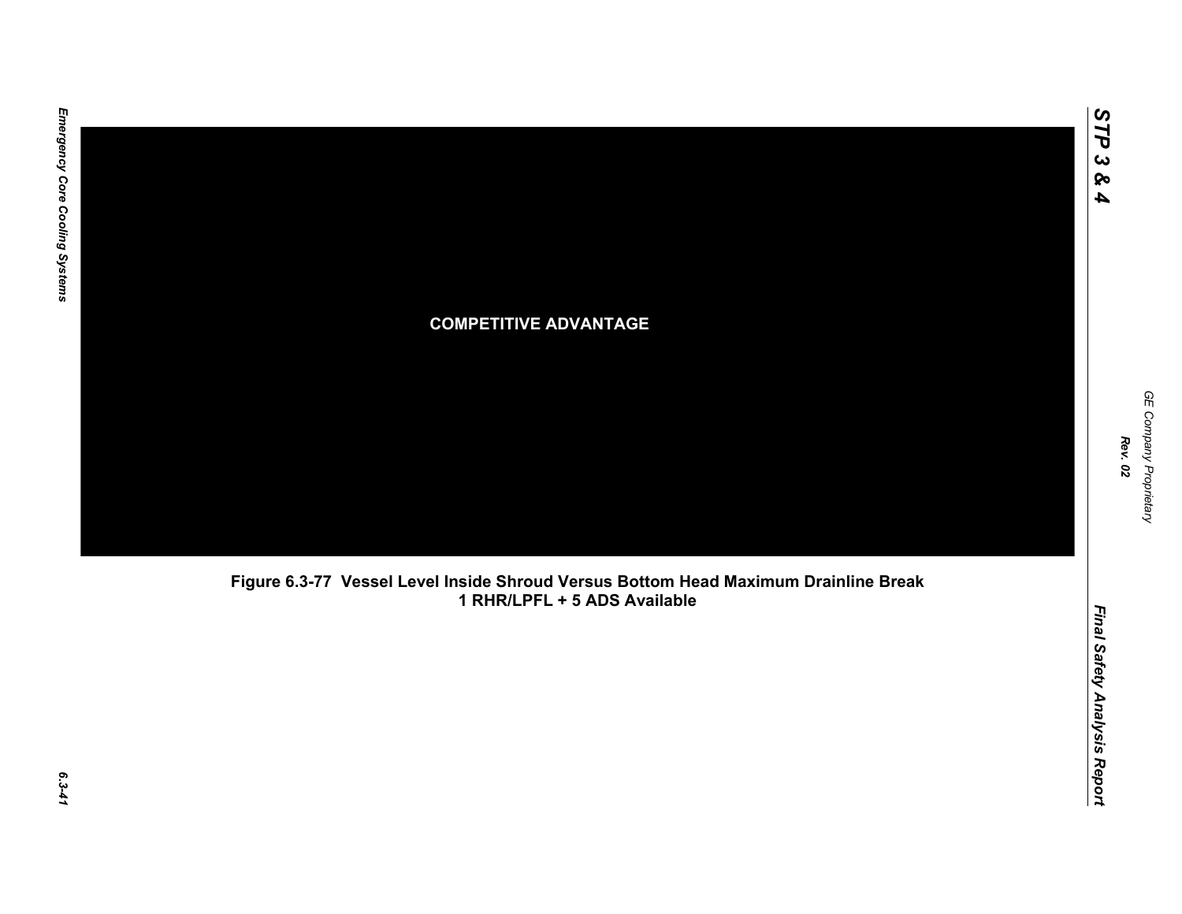COMPETITIVE ADVANTAGE

**Figure 6.3-77 Vessel Level Inside Shroud Versus Bottom Head Maximum Drainline Break 1 RHR/LPFL + 5 ADS Available**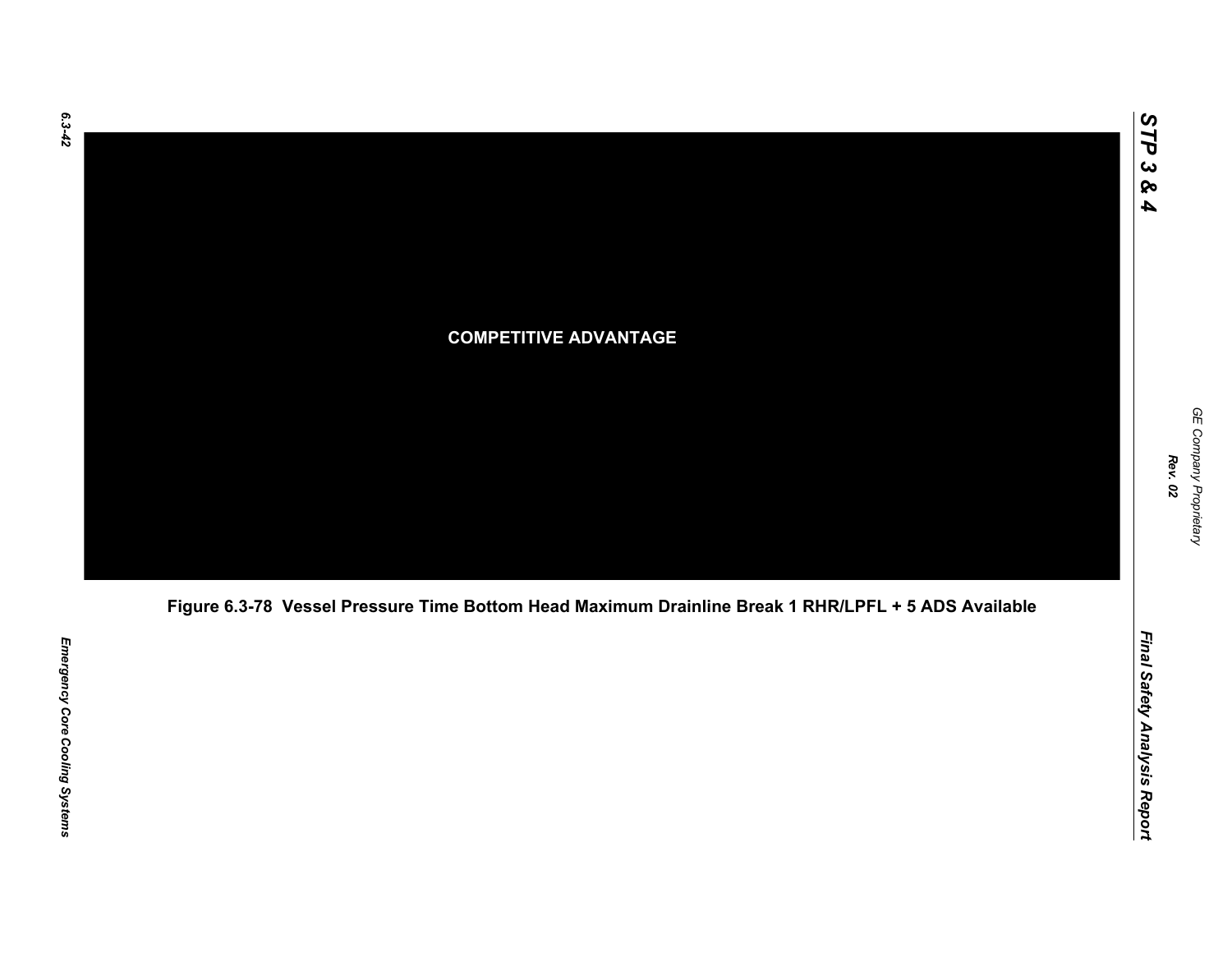COMPETITIVE ADVANTAGE

Figure 6.3-78 Vessel Pressure Time Bottom Head Maximum Drainline Break 1 RHR/LPFL + 5 ADS Available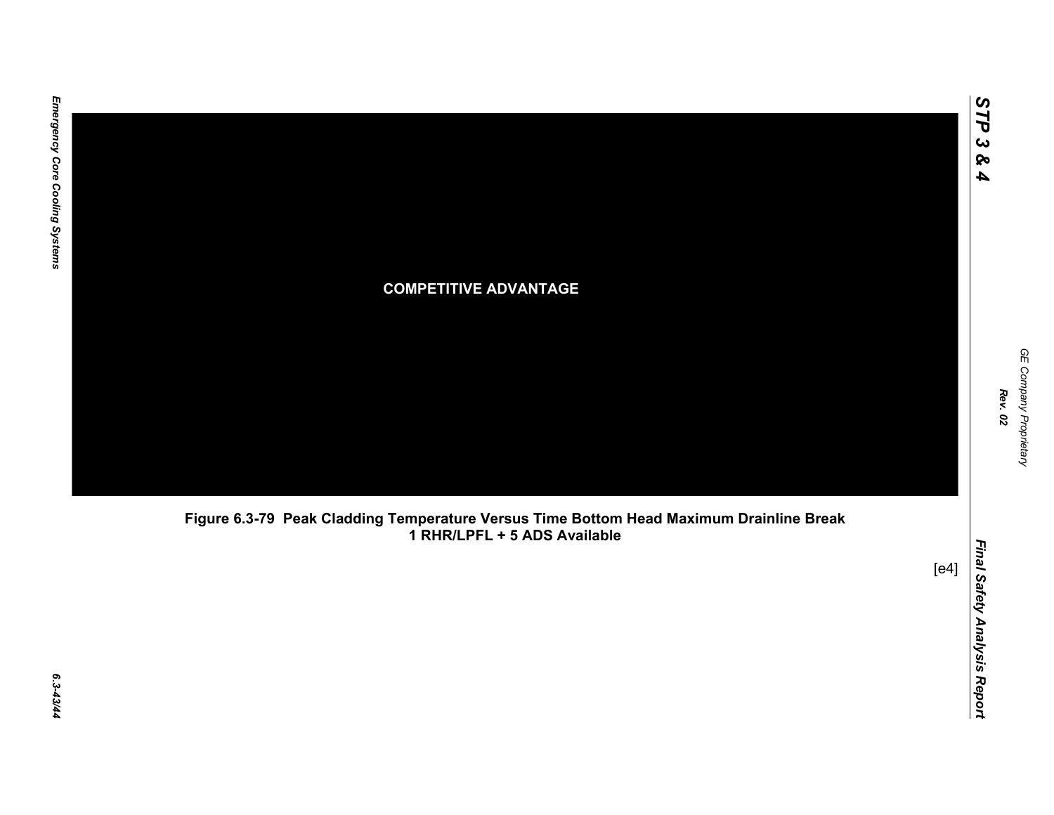COMPETITIVE ADVANTAGE

Figure 6.3-79 Peak Cladding Temperature Versus Time Bottom Head Maximum Drainline Break 1 RHR/LPFL + 5 ADS Available

[e4]